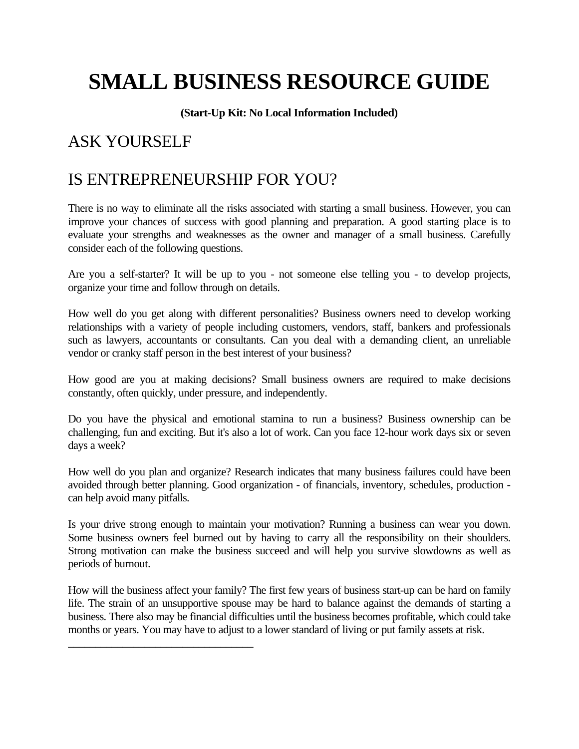# SMALL BUSINESS RESOURCE GUIDE

**(Start-Up Kit: No Local Information Included)**

## ASK YOURSELF

## IS ENTREPRENEURSHIP FOR YOU?

There is no way to eliminate all the risks associated with starting a small business. However, you can improve your chances of success with good planning and preparation. A good starting place is to evaluate your strengths and weaknesses as the owner and manager of a small business. Carefully consider each of the following questions.

Are you a self-starter? It will be up to you - not someone else telling you - to develop projects, organize your time and follow through on details.

How well do you get along with different personalities? Business owners need to develop working relationships with a variety of people including customers, vendors, staff, bankers and professionals such as lawyers, accountants or consultants. Can you deal with a demanding client, an unreliable vendor or cranky staff person in the best interest of your business?

How good are you at making decisions? Small business owners are required to make decisions constantly, often quickly, under pressure, and independently.

Do you have the physical and emotional stamina to run a business? Business ownership can be challenging, fun and exciting. But it's also a lot of work. Can you face 12-hour work days six or seven days a week?

How well do you plan and organize? Research indicates that many business failures could have been avoided through better planning. Good organization - of financials, inventory, schedules, production - can help avoid many pitfalls.

Is your drive strong enough to maintain your motivation? Running a business can wear you down. Some business owners feel burned out by having to carry all the responsibility on their shoulders. Strong motivation can make the business succeed and will help you survive slowdowns as well as periods of burnout.

How will the business affect your family? The first few years of business start-up can be hard on family life. The strain of an unsupportive spouse may be hard to balance against the demands of starting a business. There also may be financial difficulties until the business becomes profitable, which could take months or years. You may have to adjust to a lower standard of living or put family assets at risk.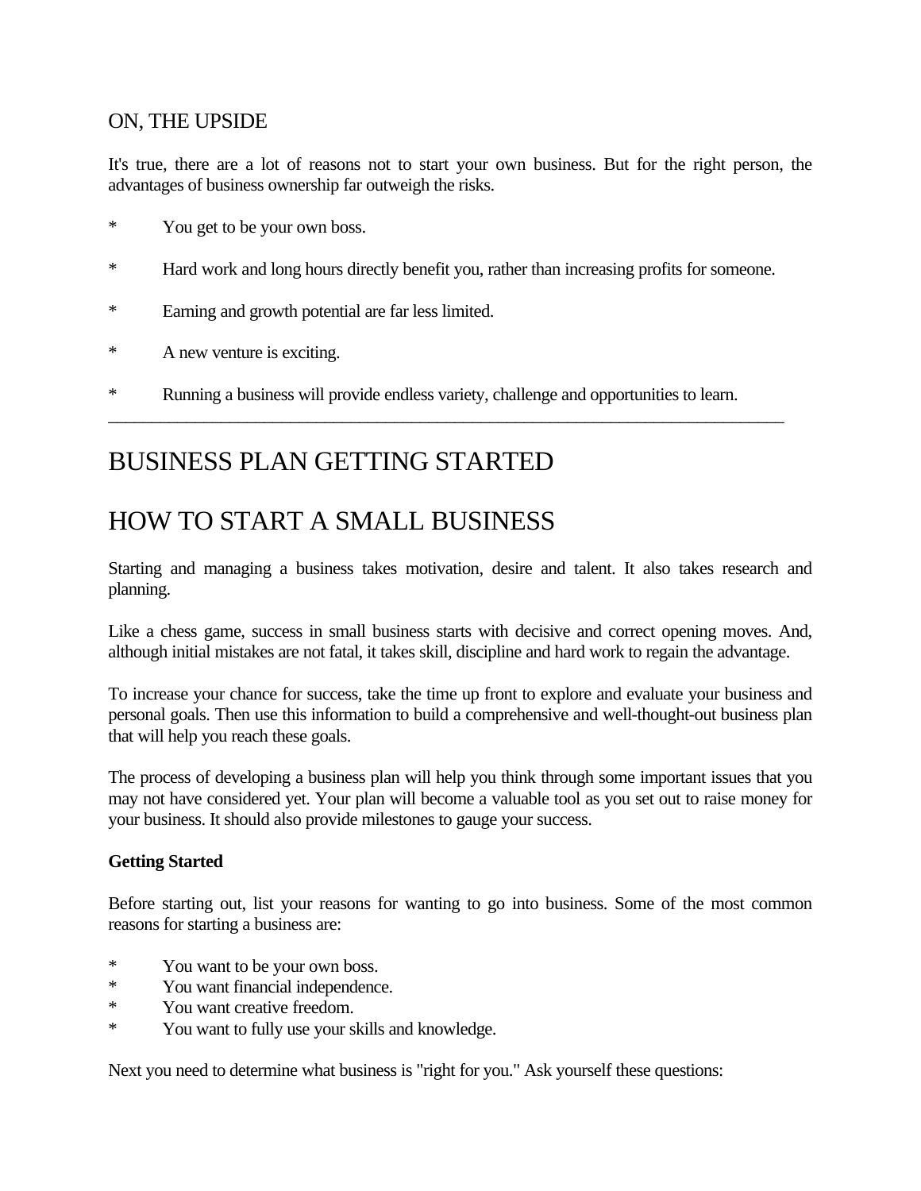ON, THE UPSIDE

It's true, there are a lot of reasons not to start your own business. But for the right person, the advantages of business ownership far outweigh the risks.

* You get to be your own boss.

* Hard work and long hours directly benefit you, rather than increasing profits for someone.

* Earning and growth potential are far less limited.

* A new venture is exciting.

* Running a business will provide endless variety, challenge and opportunities to learn.

---

# BUSINESS PLAN GETTING STARTED

# HOW TO START A SMALL BUSINESS

Starting and managing a business takes motivation, desire and talent. It also takes research and planning.

Like a chess game, success in small business starts with decisive and correct opening moves. And, although initial mistakes are not fatal, it takes skill, discipline and hard work to regain the advantage.

To increase your chance for success, take the time up front to explore and evaluate your business and personal goals. Then use this information to build a comprehensive and well-thought-out business plan that will help you reach these goals.

The process of developing a business plan will help you think through some important issues that you may not have considered yet. Your plan will become a valuable tool as you set out to raise money for your business. It should also provide milestones to gauge your success.

**Getting Started**

Before starting out, list your reasons for wanting to go into business. Some of the most common reasons for starting a business are:

* You want to be your own boss.
* You want financial independence.
* You want creative freedom.
* You want to fully use your skills and knowledge.

Next you need to determine what business is "right for you." Ask yourself these questions: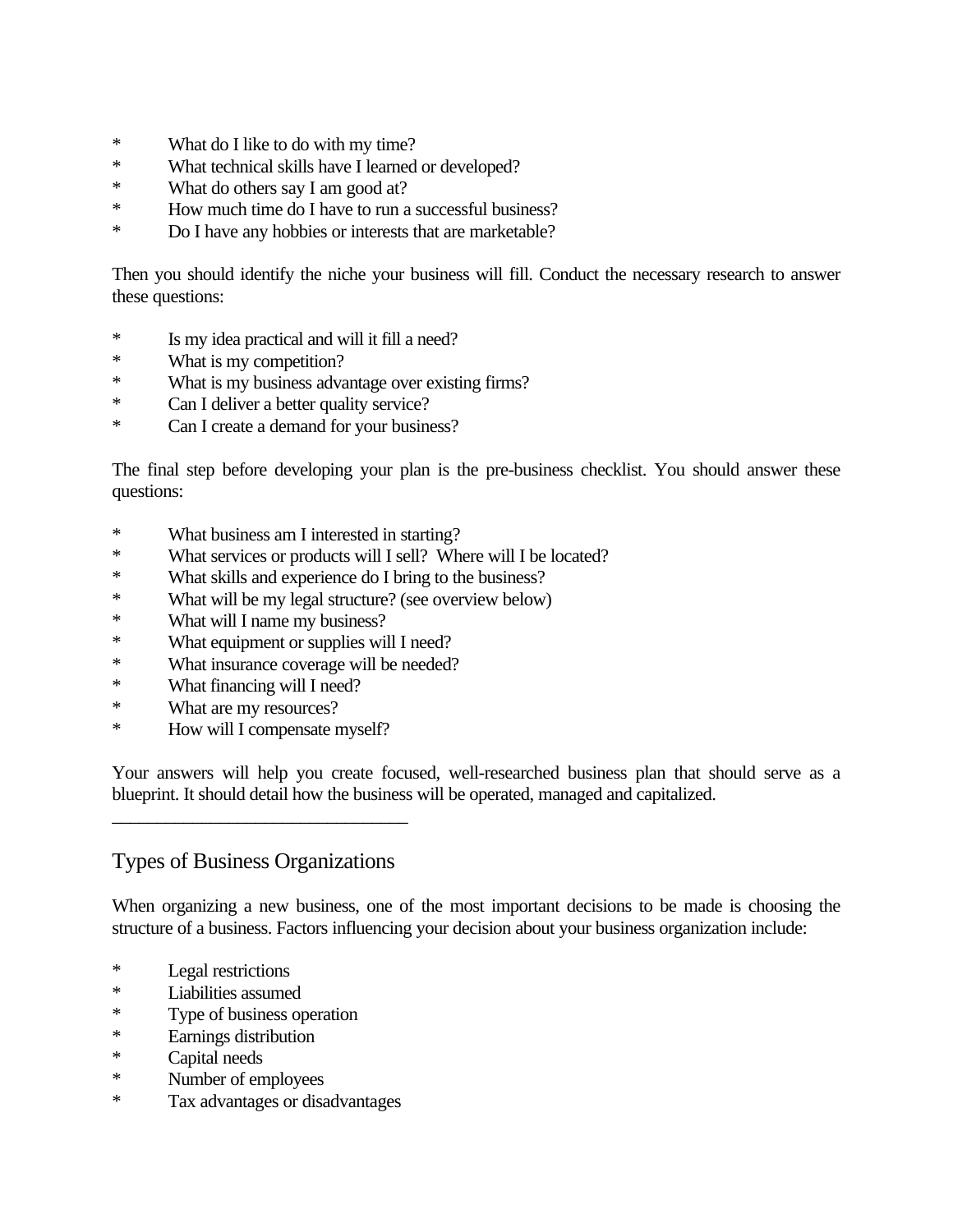* What do I like to do with my time?
* What technical skills have I learned or developed?
* What do others say I am good at?
* How much time do I have to run a successful business?
* Do I have any hobbies or interests that are marketable?

Then you should identify the niche your business will fill. Conduct the necessary research to answer these questions:

* Is my idea practical and will it fill a need?
* What is my competition?
* What is my business advantage over existing firms?
* Can I deliver a better quality service?
* Can I create a demand for your business?

The final step before developing your plan is the pre-business checklist. You should answer these questions:

* What business am I interested in starting?
* What services or products will I sell? Where will I be located?
* What skills and experience do I bring to the business?
* What will be my legal structure? (see overview below)
* What will I name my business?
* What equipment or supplies will I need?
* What insurance coverage will be needed?
* What financing will I need?
* What are my resources?
* How will I compensate myself?

Your answers will help you create focused, well-researched business plan that should serve as a blueprint. It should detail how the business will be operated, managed and capitalized.

---

## Types of Business Organizations

When organizing a new business, one of the most important decisions to be made is choosing the structure of a business. Factors influencing your decision about your business organization include:

* Legal restrictions
* Liabilities assumed
* Type of business operation
* Earnings distribution
* Capital needs
* Number of employees
* Tax advantages or disadvantages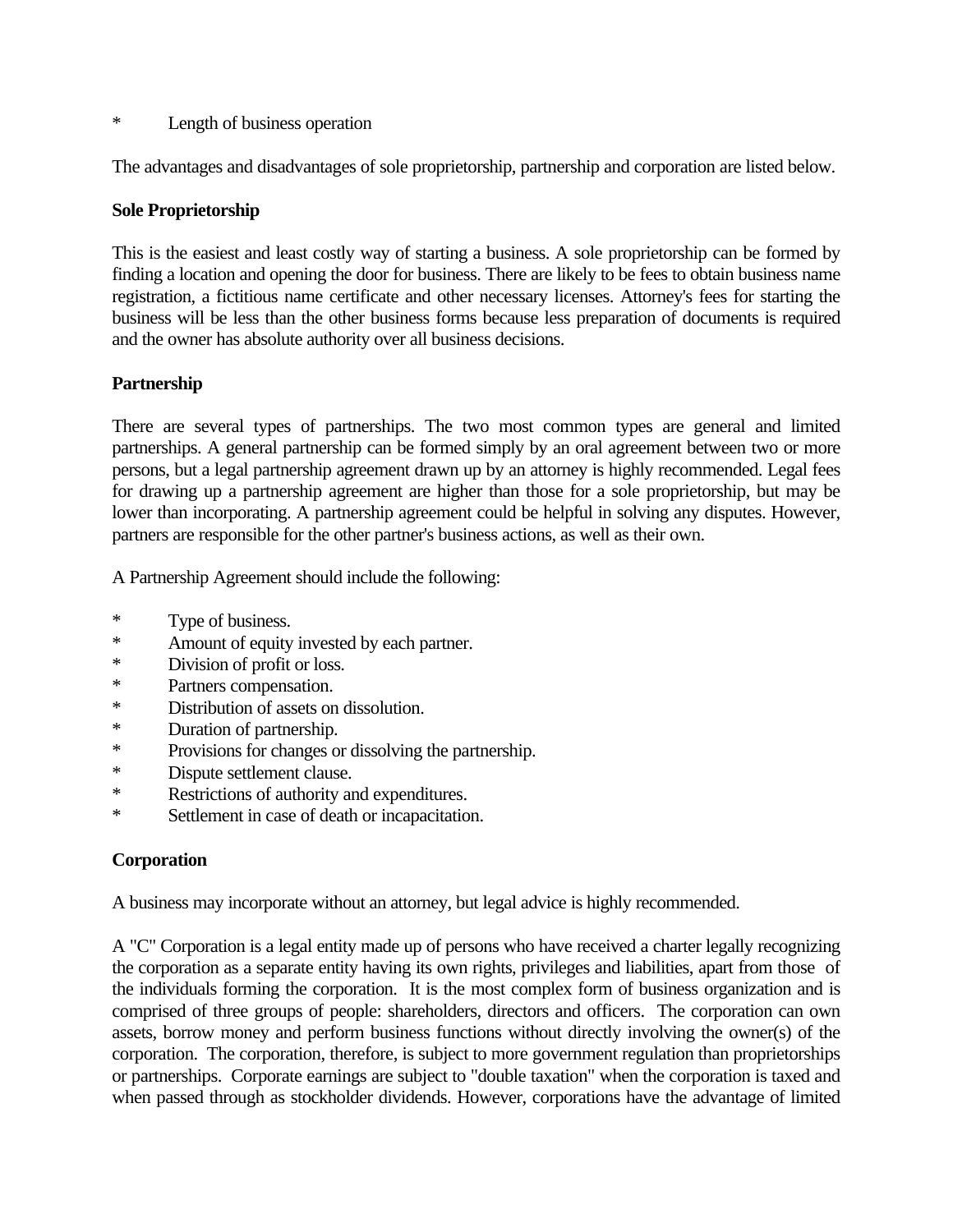* Length of business operation

The advantages and disadvantages of sole proprietorship, partnership and corporation are listed below.

**Sole Proprietorship**

This is the easiest and least costly way of starting a business. A sole proprietorship can be formed by finding a location and opening the door for business. There are likely to be fees to obtain business name registration, a fictitious name certificate and other necessary licenses. Attorney's fees for starting the business will be less than the other business forms because less preparation of documents is required and the owner has absolute authority over all business decisions.

**Partnership**

There are several types of partnerships. The two most common types are general and limited partnerships. A general partnership can be formed simply by an oral agreement between two or more persons, but a legal partnership agreement drawn up by an attorney is highly recommended. Legal fees for drawing up a partnership agreement are higher than those for a sole proprietorship, but may be lower than incorporating. A partnership agreement could be helpful in solving any disputes. However, partners are responsible for the other partner's business actions, as well as their own.

A Partnership Agreement should include the following:

* Type of business.
* Amount of equity invested by each partner.
* Division of profit or loss.
* Partners compensation.
* Distribution of assets on dissolution.
* Duration of partnership.
* Provisions for changes or dissolving the partnership.
* Dispute settlement clause.
* Restrictions of authority and expenditures.
* Settlement in case of death or incapacitation.

**Corporation**

A business may incorporate without an attorney, but legal advice is highly recommended.

A "C" Corporation is a legal entity made up of persons who have received a charter legally recognizing the corporation as a separate entity having its own rights, privileges and liabilities, apart from those of the individuals forming the corporation. It is the most complex form of business organization and is comprised of three groups of people: shareholders, directors and officers. The corporation can own assets, borrow money and perform business functions without directly involving the owner(s) of the corporation. The corporation, therefore, is subject to more government regulation than proprietorships or partnerships. Corporate earnings are subject to "double taxation" when the corporation is taxed and when passed through as stockholder dividends. However, corporations have the advantage of limited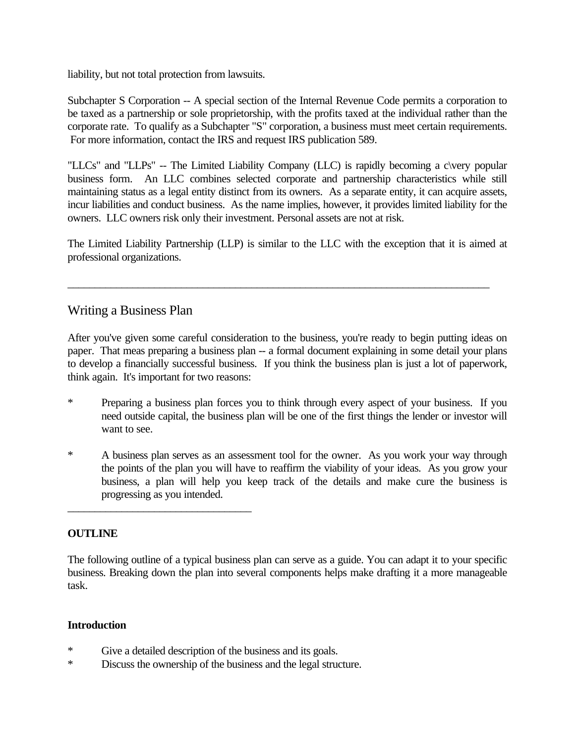liability, but not total protection from lawsuits.

Subchapter S Corporation -- A special section of the Internal Revenue Code permits a corporation to be taxed as a partnership or sole proprietorship, with the profits taxed at the individual rather than the corporate rate. To qualify as a Subchapter "S" corporation, a business must meet certain requirements. For more information, contact the IRS and request IRS publication 589.

"LLCs" and "LLPs" -- The Limited Liability Company (LLC) is rapidly becoming a c\very popular business form. An LLC combines selected corporate and partnership characteristics while still maintaining status as a legal entity distinct from its owners. As a separate entity, it can acquire assets, incur liabilities and conduct business. As the name implies, however, it provides limited liability for the owners. LLC owners risk only their investment. Personal assets are not at risk.

The Limited Liability Partnership (LLP) is similar to the LLC with the exception that it is aimed at professional organizations.

---

## Writing a Business Plan

After you've given some careful consideration to the business, you're ready to begin putting ideas on paper. That meas preparing a business plan -- a formal document explaining in some detail your plans to develop a financially successful business. If you think the business plan is just a lot of paperwork, think again. It's important for two reasons:

* Preparing a business plan forces you to think through every aspect of your business. If you need outside capital, the business plan will be one of the first things the lender or investor will want to see.

* A business plan serves as an assessment tool for the owner. As you work your way through the points of the plan you will have to reaffirm the viability of your ideas. As you grow your business, a plan will help you keep track of the details and make cure the business is progressing as you intended.

---

**OUTLINE**

The following outline of a typical business plan can serve as a guide. You can adapt it to your specific business. Breaking down the plan into several components helps make drafting it a more manageable task.

**Introduction**

* Give a detailed description of the business and its goals.
* Discuss the ownership of the business and the legal structure.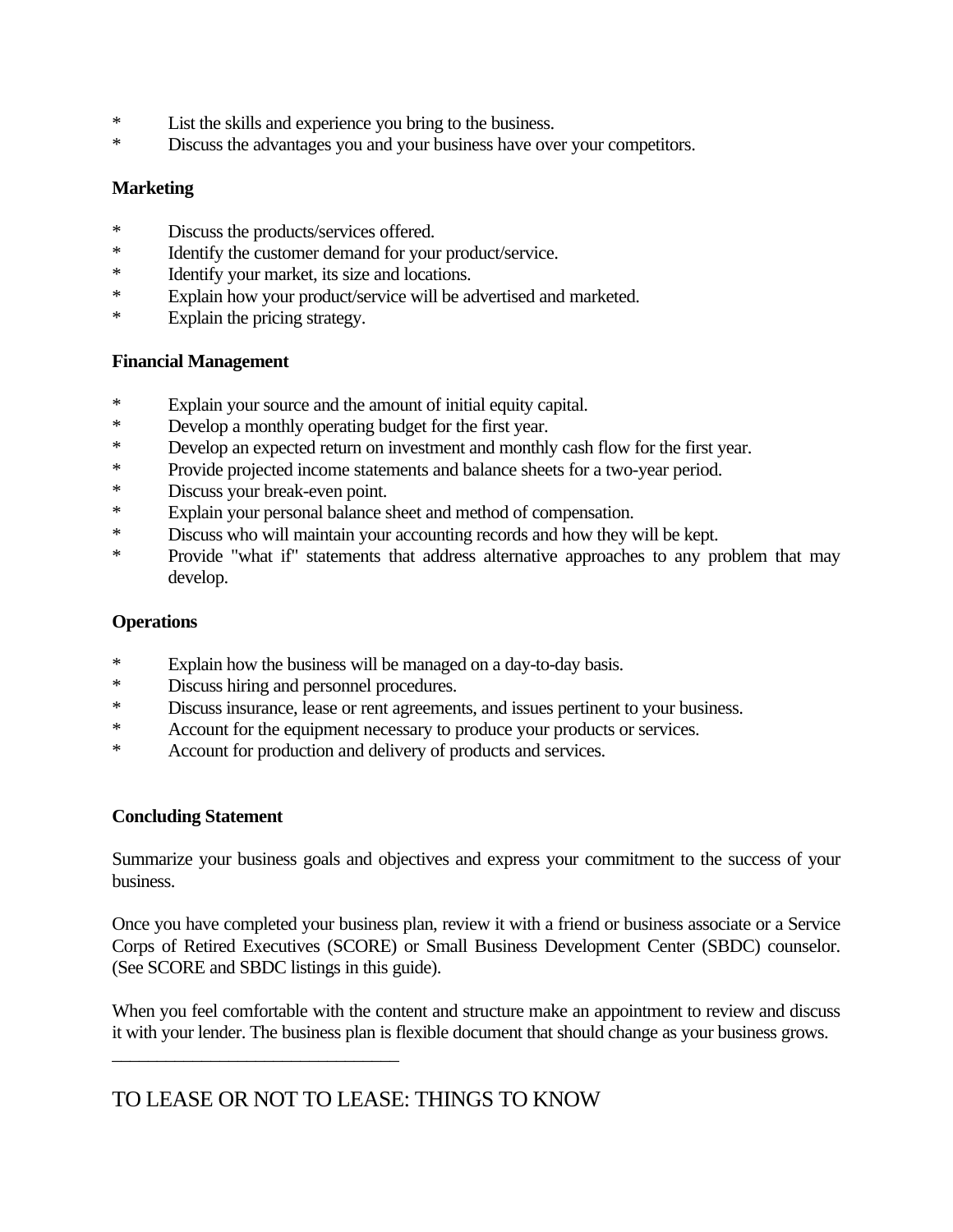* List the skills and experience you bring to the business.
* Discuss the advantages you and your business have over your competitors.

**Marketing**

* Discuss the products/services offered.
* Identify the customer demand for your product/service.
* Identify your market, its size and locations.
* Explain how your product/service will be advertised and marketed.
* Explain the pricing strategy.

**Financial Management**

* Explain your source and the amount of initial equity capital.
* Develop a monthly operating budget for the first year.
* Develop an expected return on investment and monthly cash flow for the first year.
* Provide projected income statements and balance sheets for a two-year period.
* Discuss your break-even point.
* Explain your personal balance sheet and method of compensation.
* Discuss who will maintain your accounting records and how they will be kept.
* Provide "what if" statements that address alternative approaches to any problem that may develop.

**Operations**

* Explain how the business will be managed on a day-to-day basis.
* Discuss hiring and personnel procedures.
* Discuss insurance, lease or rent agreements, and issues pertinent to your business.
* Account for the equipment necessary to produce your products or services.
* Account for production and delivery of products and services.

**Concluding Statement**

Summarize your business goals and objectives and express your commitment to the success of your business.

Once you have completed your business plan, review it with a friend or business associate or a Service Corps of Retired Executives (SCORE) or Small Business Development Center (SBDC) counselor. (See SCORE and SBDC listings in this guide).

When you feel comfortable with the content and structure make an appointment to review and discuss it with your lender. The business plan is flexible document that should change as your business grows.

---

## TO LEASE OR NOT TO LEASE: THINGS TO KNOW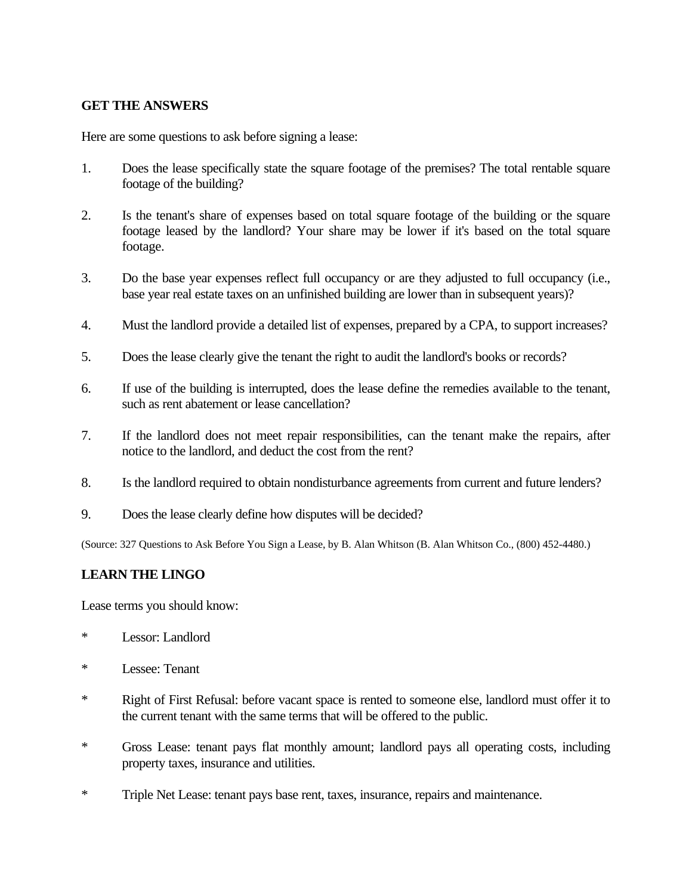## GET THE ANSWERS

Here are some questions to ask before signing a lease:

1. Does the lease specifically state the square footage of the premises? The total rentable square footage of the building?

2. Is the tenant's share of expenses based on total square footage of the building or the square footage leased by the landlord? Your share may be lower if it's based on the total square footage.

3. Do the base year expenses reflect full occupancy or are they adjusted to full occupancy (i.e., base year real estate taxes on an unfinished building are lower than in subsequent years)?

4. Must the landlord provide a detailed list of expenses, prepared by a CPA, to support increases?

5. Does the lease clearly give the tenant the right to audit the landlord's books or records?

6. If use of the building is interrupted, does the lease define the remedies available to the tenant, such as rent abatement or lease cancellation?

7. If the landlord does not meet repair responsibilities, can the tenant make the repairs, after notice to the landlord, and deduct the cost from the rent?

8. Is the landlord required to obtain nondisturbance agreements from current and future lenders?

9. Does the lease clearly define how disputes will be decided?

(Source: 327 Questions to Ask Before You Sign a Lease, by B. Alan Whitson (B. Alan Whitson Co., (800) 452-4480.)

## LEARN THE LINGO

Lease terms you should know:

* Lessor: Landlord

* Lessee: Tenant

* Right of First Refusal: before vacant space is rented to someone else, landlord must offer it to the current tenant with the same terms that will be offered to the public.

* Gross Lease: tenant pays flat monthly amount; landlord pays all operating costs, including property taxes, insurance and utilities.

* Triple Net Lease: tenant pays base rent, taxes, insurance, repairs and maintenance.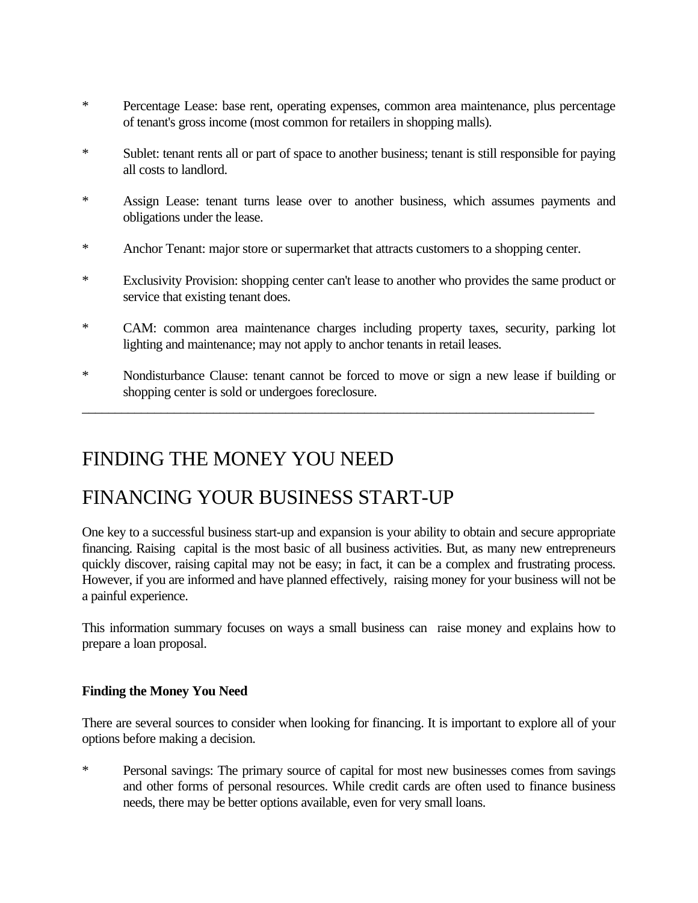* Percentage Lease: base rent, operating expenses, common area maintenance, plus percentage of tenant's gross income (most common for retailers in shopping malls).

* Sublet: tenant rents all or part of space to another business; tenant is still responsible for paying all costs to landlord.

* Assign Lease: tenant turns lease over to another business, which assumes payments and obligations under the lease.

* Anchor Tenant: major store or supermarket that attracts customers to a shopping center.

* Exclusivity Provision: shopping center can't lease to another who provides the same product or service that existing tenant does.

* CAM: common area maintenance charges including property taxes, security, parking lot lighting and maintenance; may not apply to anchor tenants in retail leases.

* Nondisturbance Clause: tenant cannot be forced to move or sign a new lease if building or shopping center is sold or undergoes foreclosure.

---

# FINDING THE MONEY YOU NEED

# FINANCING YOUR BUSINESS START-UP

One key to a successful business start-up and expansion is your ability to obtain and secure appropriate financing. Raising capital is the most basic of all business activities. But, as many new entrepreneurs quickly discover, raising capital may not be easy; in fact, it can be a complex and frustrating process. However, if you are informed and have planned effectively, raising money for your business will not be a painful experience.

This information summary focuses on ways a small business can raise money and explains how to prepare a loan proposal.

**Finding the Money You Need**

There are several sources to consider when looking for financing. It is important to explore all of your options before making a decision.

* Personal savings: The primary source of capital for most new businesses comes from savings and other forms of personal resources. While credit cards are often used to finance business needs, there may be better options available, even for very small loans.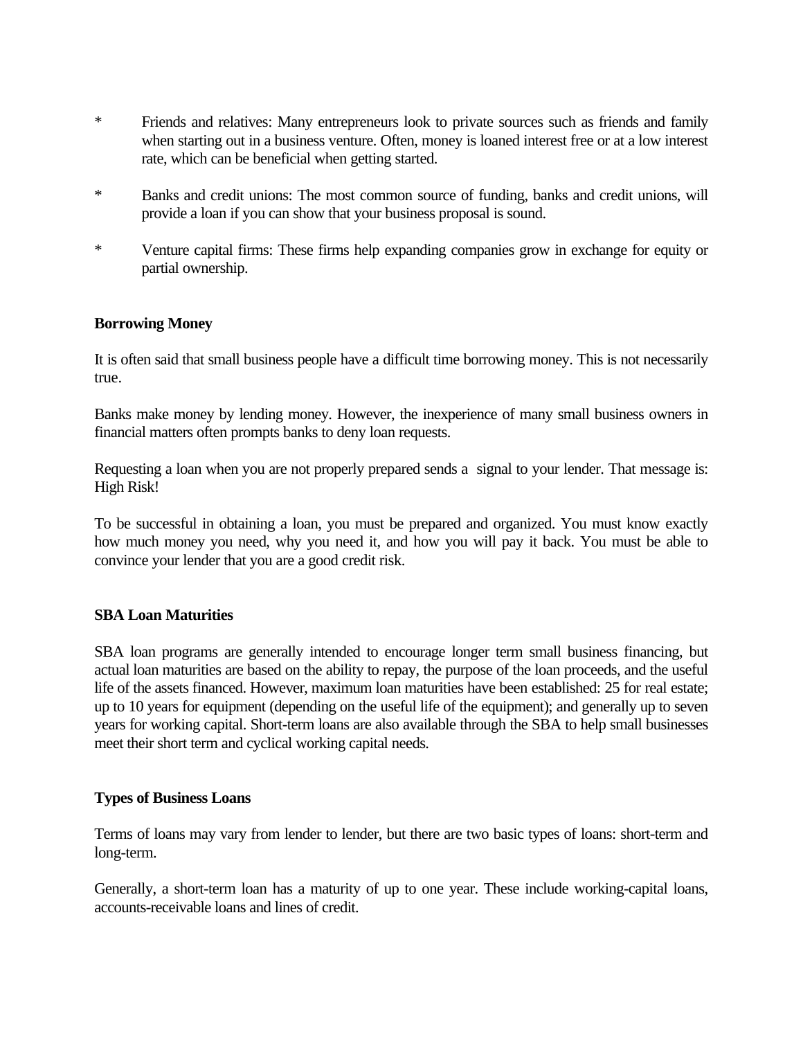* Friends and relatives: Many entrepreneurs look to private sources such as friends and family when starting out in a business venture. Often, money is loaned interest free or at a low interest rate, which can be beneficial when getting started.

* Banks and credit unions: The most common source of funding, banks and credit unions, will provide a loan if you can show that your business proposal is sound.

* Venture capital firms: These firms help expanding companies grow in exchange for equity or partial ownership.

**Borrowing Money**

It is often said that small business people have a difficult time borrowing money. This is not necessarily true.

Banks make money by lending money. However, the inexperience of many small business owners in financial matters often prompts banks to deny loan requests.

Requesting a loan when you are not properly prepared sends a signal to your lender. That message is: High Risk!

To be successful in obtaining a loan, you must be prepared and organized. You must know exactly how much money you need, why you need it, and how you will pay it back. You must be able to convince your lender that you are a good credit risk.

**SBA Loan Maturities**

SBA loan programs are generally intended to encourage longer term small business financing, but actual loan maturities are based on the ability to repay, the purpose of the loan proceeds, and the useful life of the assets financed. However, maximum loan maturities have been established: 25 for real estate; up to 10 years for equipment (depending on the useful life of the equipment); and generally up to seven years for working capital. Short-term loans are also available through the SBA to help small businesses meet their short term and cyclical working capital needs.

**Types of Business Loans**

Terms of loans may vary from lender to lender, but there are two basic types of loans: short-term and long-term.

Generally, a short-term loan has a maturity of up to one year. These include working-capital loans, accounts-receivable loans and lines of credit.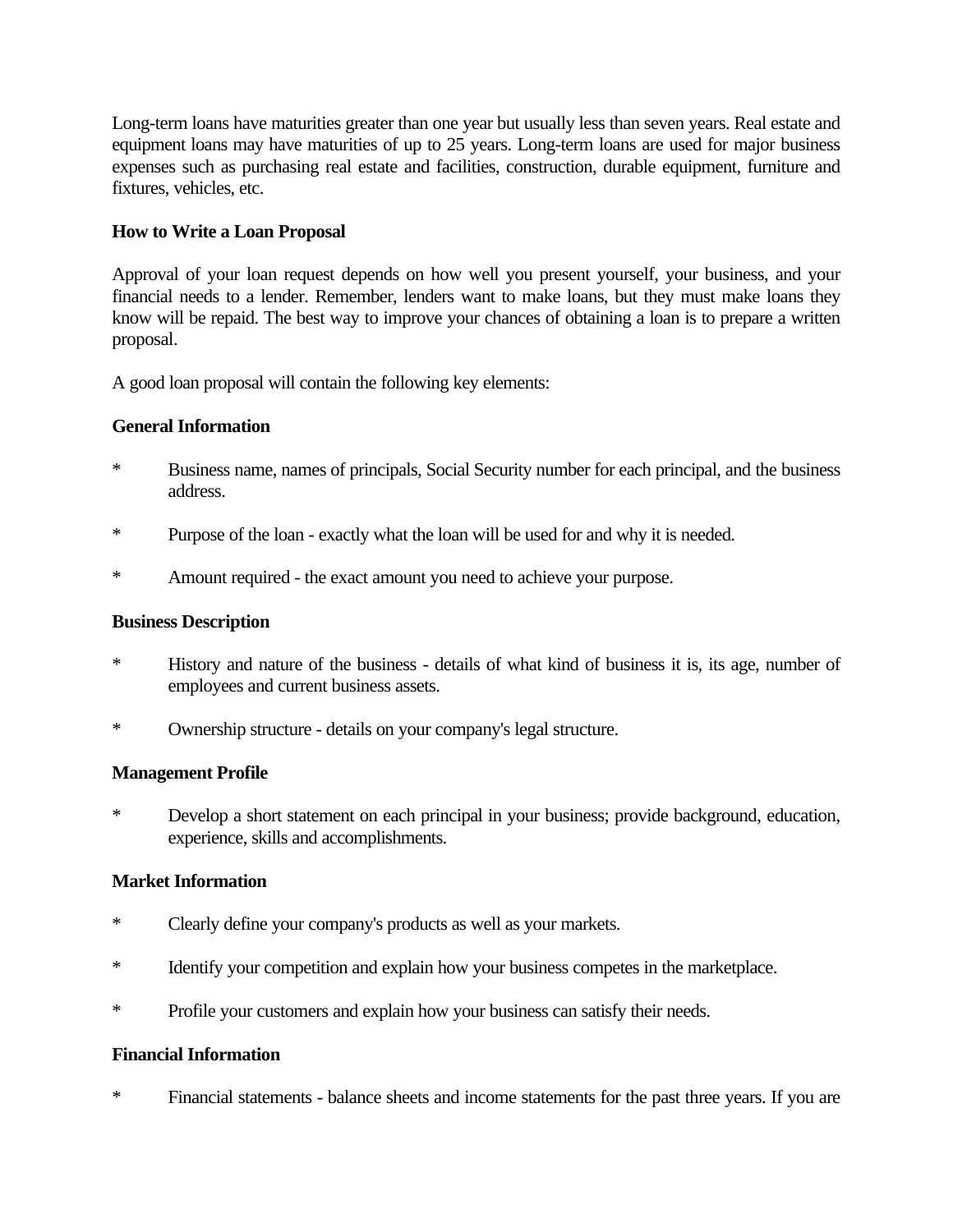Long-term loans have maturities greater than one year but usually less than seven years. Real estate and equipment loans may have maturities of up to 25 years. Long-term loans are used for major business expenses such as purchasing real estate and facilities, construction, durable equipment, furniture and fixtures, vehicles, etc.

**How to Write a Loan Proposal**

Approval of your loan request depends on how well you present yourself, your business, and your financial needs to a lender. Remember, lenders want to make loans, but they must make loans they know will be repaid. The best way to improve your chances of obtaining a loan is to prepare a written proposal.

A good loan proposal will contain the following key elements:

**General Information**

* Business name, names of principals, Social Security number for each principal, and the business address.

* Purpose of the loan - exactly what the loan will be used for and why it is needed.

* Amount required - the exact amount you need to achieve your purpose.

**Business Description**

* History and nature of the business - details of what kind of business it is, its age, number of employees and current business assets.

* Ownership structure - details on your company's legal structure.

**Management Profile**

* Develop a short statement on each principal in your business; provide background, education, experience, skills and accomplishments.

**Market Information**

* Clearly define your company's products as well as your markets.

* Identify your competition and explain how your business competes in the marketplace.

* Profile your customers and explain how your business can satisfy their needs.

**Financial Information**

* Financial statements - balance sheets and income statements for the past three years. If you are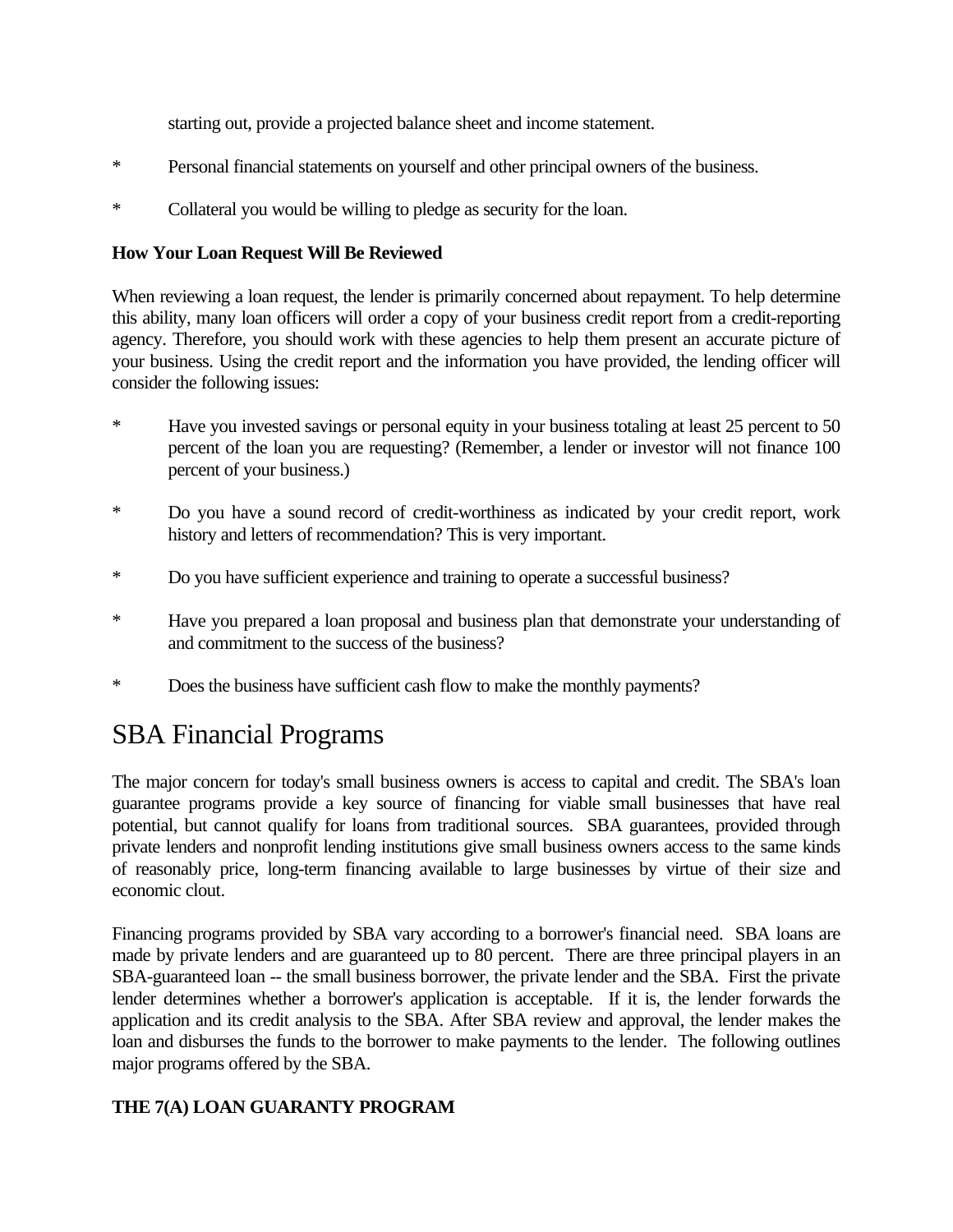starting out, provide a projected balance sheet and income statement.

* Personal financial statements on yourself and other principal owners of the business.

* Collateral you would be willing to pledge as security for the loan.

**How Your Loan Request Will Be Reviewed**

When reviewing a loan request, the lender is primarily concerned about repayment. To help determine this ability, many loan officers will order a copy of your business credit report from a credit-reporting agency. Therefore, you should work with these agencies to help them present an accurate picture of your business. Using the credit report and the information you have provided, the lending officer will consider the following issues:

* Have you invested savings or personal equity in your business totaling at least 25 percent to 50 percent of the loan you are requesting? (Remember, a lender or investor will not finance 100 percent of your business.)

* Do you have a sound record of credit-worthiness as indicated by your credit report, work history and letters of recommendation? This is very important.

* Do you have sufficient experience and training to operate a successful business?

* Have you prepared a loan proposal and business plan that demonstrate your understanding of and commitment to the success of the business?

* Does the business have sufficient cash flow to make the monthly payments?

# SBA Financial Programs

The major concern for today's small business owners is access to capital and credit. The SBA's loan guarantee programs provide a key source of financing for viable small businesses that have real potential, but cannot qualify for loans from traditional sources. SBA guarantees, provided through private lenders and nonprofit lending institutions give small business owners access to the same kinds of reasonably price, long-term financing available to large businesses by virtue of their size and economic clout.

Financing programs provided by SBA vary according to a borrower's financial need. SBA loans are made by private lenders and are guaranteed up to 80 percent. There are three principal players in an SBA-guaranteed loan -- the small business borrower, the private lender and the SBA. First the private lender determines whether a borrower's application is acceptable. If it is, the lender forwards the application and its credit analysis to the SBA. After SBA review and approval, the lender makes the loan and disburses the funds to the borrower to make payments to the lender. The following outlines major programs offered by the SBA.

**THE 7(A) LOAN GUARANTY PROGRAM**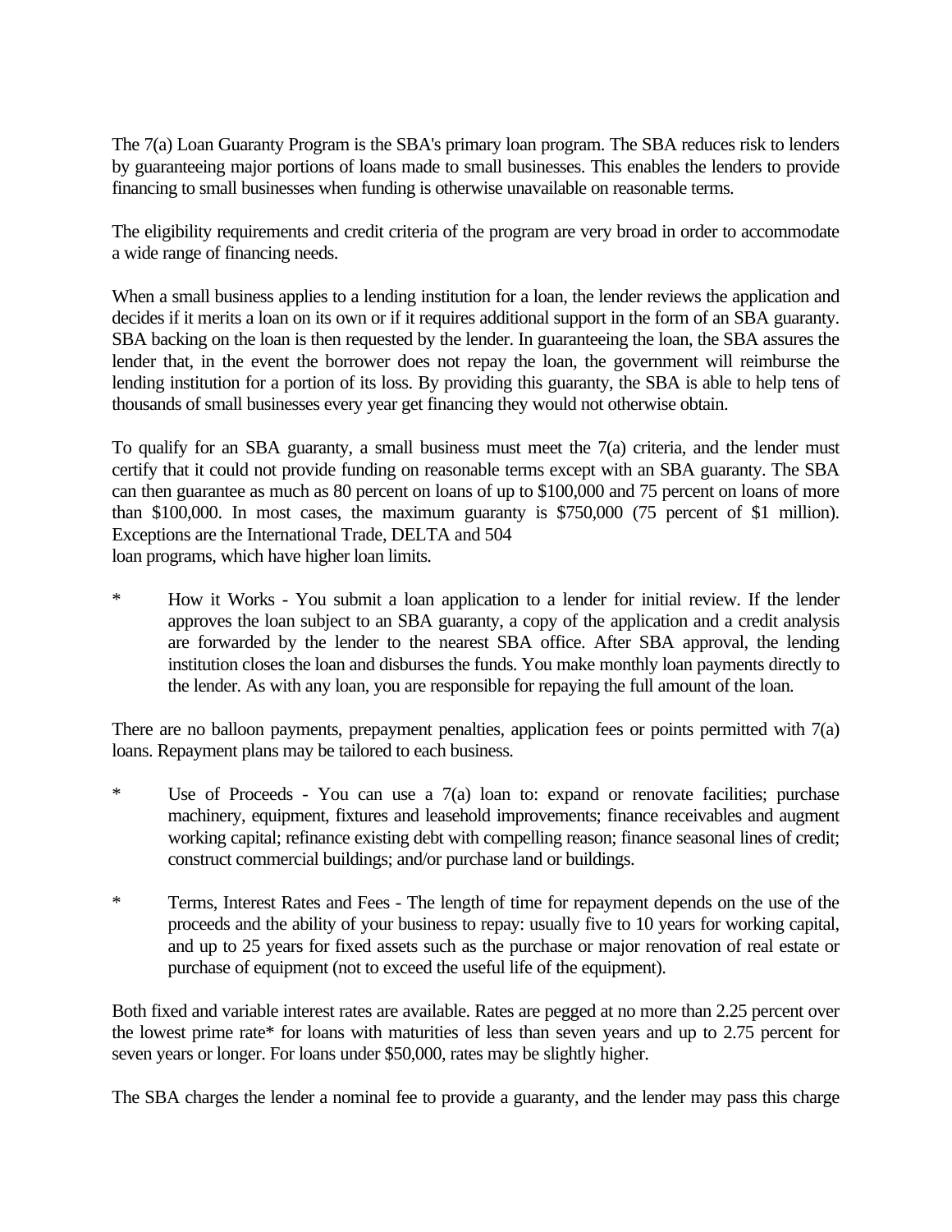The 7(a) Loan Guaranty Program is the SBA's primary loan program. The SBA reduces risk to lenders by guaranteeing major portions of loans made to small businesses. This enables the lenders to provide financing to small businesses when funding is otherwise unavailable on reasonable terms.

The eligibility requirements and credit criteria of the program are very broad in order to accommodate a wide range of financing needs.

When a small business applies to a lending institution for a loan, the lender reviews the application and decides if it merits a loan on its own or if it requires additional support in the form of an SBA guaranty. SBA backing on the loan is then requested by the lender. In guaranteeing the loan, the SBA assures the lender that, in the event the borrower does not repay the loan, the government will reimburse the lending institution for a portion of its loss. By providing this guaranty, the SBA is able to help tens of thousands of small businesses every year get financing they would not otherwise obtain.

To qualify for an SBA guaranty, a small business must meet the 7(a) criteria, and the lender must certify that it could not provide funding on reasonable terms except with an SBA guaranty. The SBA can then guarantee as much as 80 percent on loans of up to $100,000 and 75 percent on loans of more than $100,000. In most cases, the maximum guaranty is $750,000 (75 percent of $1 million). Exceptions are the International Trade, DELTA and 504 loan programs, which have higher loan limits.

* How it Works - You submit a loan application to a lender for initial review. If the lender approves the loan subject to an SBA guaranty, a copy of the application and a credit analysis are forwarded by the lender to the nearest SBA office. After SBA approval, the lending institution closes the loan and disburses the funds. You make monthly loan payments directly to the lender. As with any loan, you are responsible for repaying the full amount of the loan.

There are no balloon payments, prepayment penalties, application fees or points permitted with 7(a) loans. Repayment plans may be tailored to each business.

* Use of Proceeds - You can use a 7(a) loan to: expand or renovate facilities; purchase machinery, equipment, fixtures and leasehold improvements; finance receivables and augment working capital; refinance existing debt with compelling reason; finance seasonal lines of credit; construct commercial buildings; and/or purchase land or buildings.

* Terms, Interest Rates and Fees - The length of time for repayment depends on the use of the proceeds and the ability of your business to repay: usually five to 10 years for working capital, and up to 25 years for fixed assets such as the purchase or major renovation of real estate or purchase of equipment (not to exceed the useful life of the equipment).

Both fixed and variable interest rates are available. Rates are pegged at no more than 2.25 percent over the lowest prime rate* for loans with maturities of less than seven years and up to 2.75 percent for seven years or longer. For loans under $50,000, rates may be slightly higher.

The SBA charges the lender a nominal fee to provide a guaranty, and the lender may pass this charge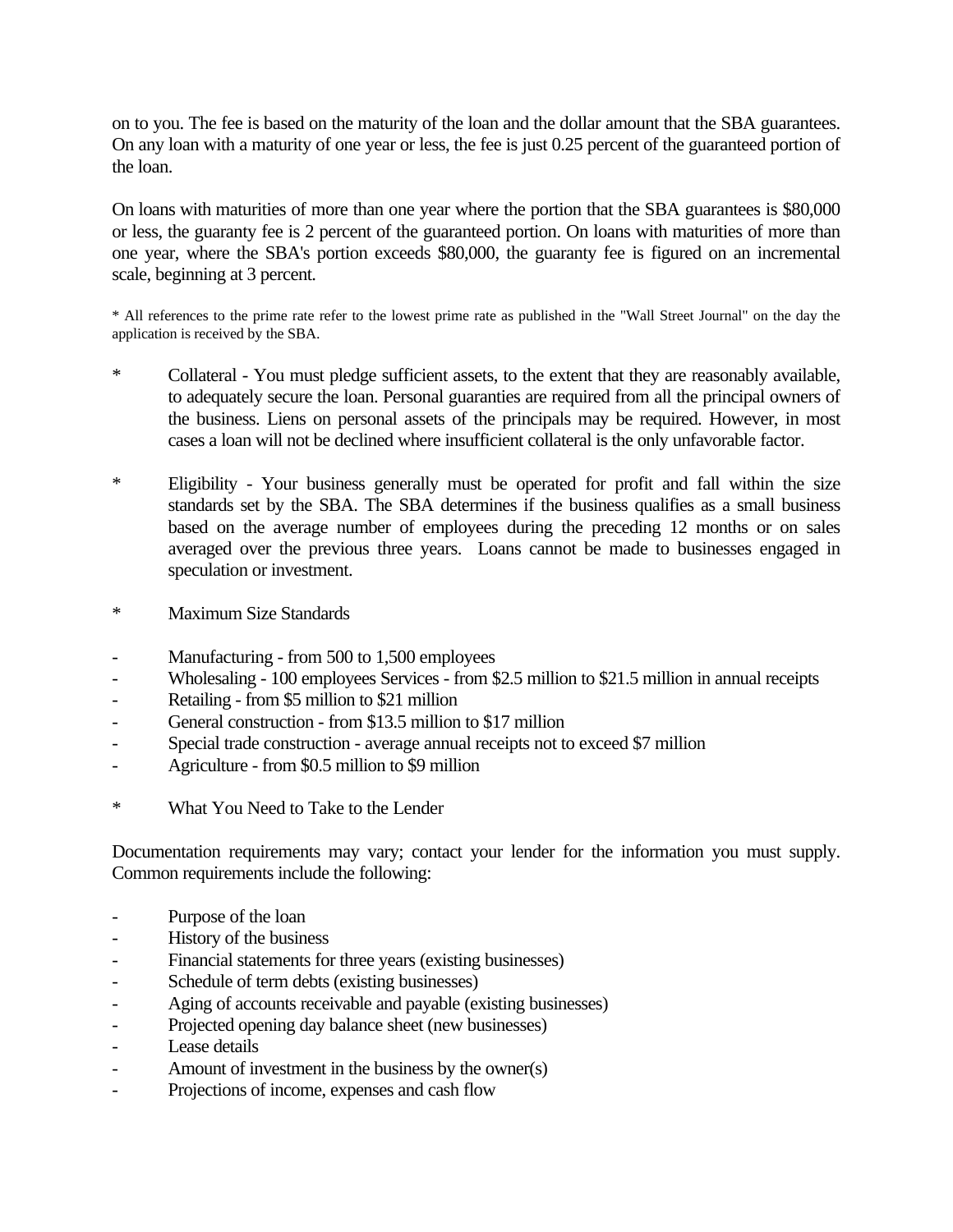on to you. The fee is based on the maturity of the loan and the dollar amount that the SBA guarantees. On any loan with a maturity of one year or less, the fee is just 0.25 percent of the guaranteed portion of the loan.

On loans with maturities of more than one year where the portion that the SBA guarantees is $80,000 or less, the guaranty fee is 2 percent of the guaranteed portion. On loans with maturities of more than one year, where the SBA's portion exceeds $80,000, the guaranty fee is figured on an incremental scale, beginning at 3 percent.

* All references to the prime rate refer to the lowest prime rate as published in the "Wall Street Journal" on the day the application is received by the SBA.

* Collateral - You must pledge sufficient assets, to the extent that they are reasonably available, to adequately secure the loan. Personal guaranties are required from all the principal owners of the business. Liens on personal assets of the principals may be required. However, in most cases a loan will not be declined where insufficient collateral is the only unfavorable factor.

* Eligibility - Your business generally must be operated for profit and fall within the size standards set by the SBA. The SBA determines if the business qualifies as a small business based on the average number of employees during the preceding 12 months or on sales averaged over the previous three years. Loans cannot be made to businesses engaged in speculation or investment.

* Maximum Size Standards

- Manufacturing - from 500 to 1,500 employees
- Wholesaling - 100 employees Services - from $2.5 million to $21.5 million in annual receipts
- Retailing - from $5 million to $21 million
- General construction - from $13.5 million to $17 million
- Special trade construction - average annual receipts not to exceed $7 million
- Agriculture - from $0.5 million to $9 million

* What You Need to Take to the Lender

Documentation requirements may vary; contact your lender for the information you must supply. Common requirements include the following:

- Purpose of the loan
- History of the business
- Financial statements for three years (existing businesses)
- Schedule of term debts (existing businesses)
- Aging of accounts receivable and payable (existing businesses)
- Projected opening day balance sheet (new businesses)
- Lease details
- Amount of investment in the business by the owner(s)
- Projections of income, expenses and cash flow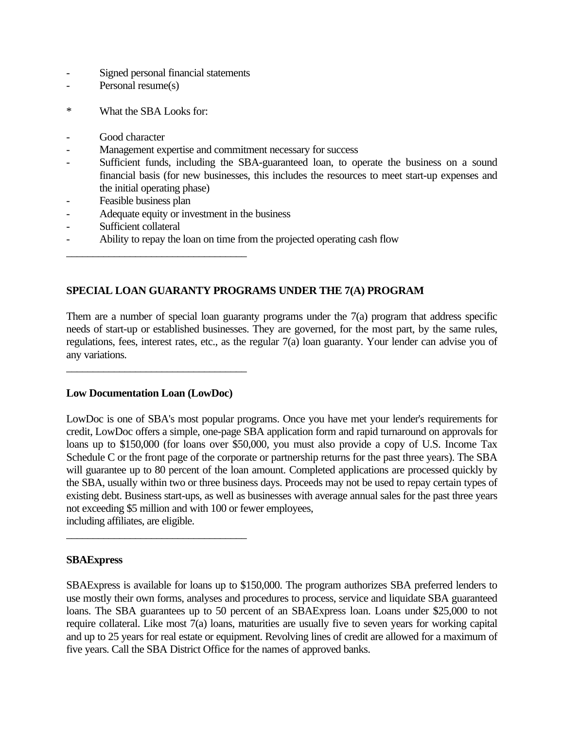- Signed personal financial statements
- Personal resume(s)

* What the SBA Looks for:

- Good character
- Management expertise and commitment necessary for success
- Sufficient funds, including the SBA-guaranteed loan, to operate the business on a sound financial basis (for new businesses, this includes the resources to meet start-up expenses and the initial operating phase)
- Feasible business plan
- Adequate equity or investment in the business
- Sufficient collateral
- Ability to repay the loan on time from the projected operating cash flow

---

**SPECIAL LOAN GUARANTY PROGRAMS UNDER THE 7(A) PROGRAM**

Them are a number of special loan guaranty programs under the 7(a) program that address specific needs of start-up or established businesses. They are governed, for the most part, by the same rules, regulations, fees, interest rates, etc., as the regular 7(a) loan guaranty. Your lender can advise you of any variations.

---

**Low Documentation Loan (LowDoc)**

LowDoc is one of SBA's most popular programs. Once you have met your lender's requirements for credit, LowDoc offers a simple, one-page SBA application form and rapid turnaround on approvals for loans up to $150,000 (for loans over $50,000, you must also provide a copy of U.S. Income Tax Schedule C or the front page of the corporate or partnership returns for the past three years). The SBA will guarantee up to 80 percent of the loan amount. Completed applications are processed quickly by the SBA, usually within two or three business days. Proceeds may not be used to repay certain types of existing debt. Business start-ups, as well as businesses with average annual sales for the past three years not exceeding $5 million and with 100 or fewer employees,
including affiliates, are eligible.

---

**SBAExpress**

SBAExpress is available for loans up to $150,000. The program authorizes SBA preferred lenders to use mostly their own forms, analyses and procedures to process, service and liquidate SBA guaranteed loans. The SBA guarantees up to 50 percent of an SBAExpress loan. Loans under $25,000 to not require collateral. Like most 7(a) loans, maturities are usually five to seven years for working capital and up to 25 years for real estate or equipment. Revolving lines of credit are allowed for a maximum of five years. Call the SBA District Office for the names of approved banks.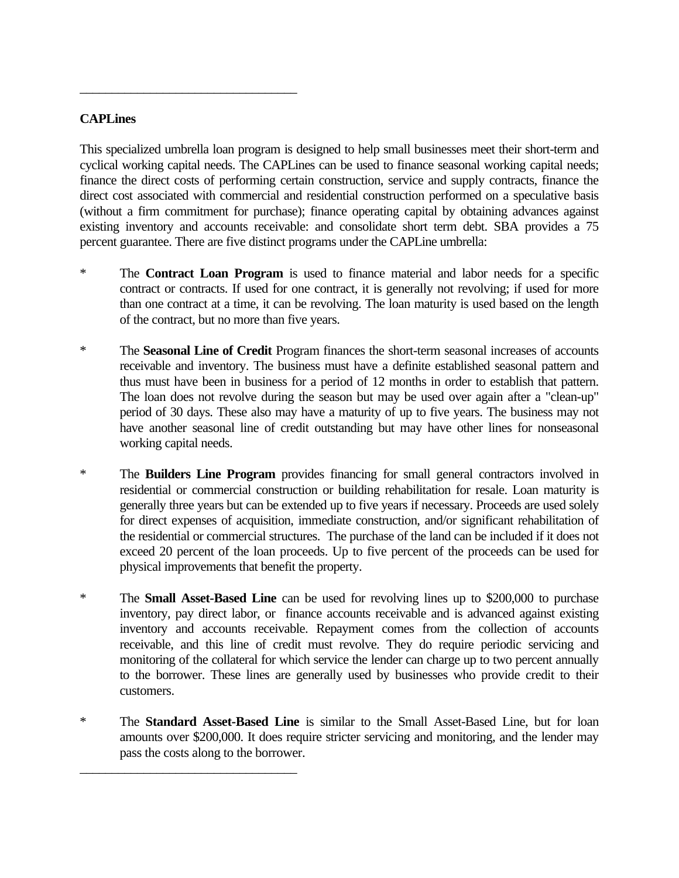**CAPLines**

This specialized umbrella loan program is designed to help small businesses meet their short-term and cyclical working capital needs. The CAPLines can be used to finance seasonal working capital needs; finance the direct costs of performing certain construction, service and supply contracts, finance the direct cost associated with commercial and residential construction performed on a speculative basis (without a firm commitment for purchase); finance operating capital by obtaining advances against existing inventory and accounts receivable: and consolidate short term debt. SBA provides a 75 percent guarantee. There are five distinct programs under the CAPLine umbrella:

* The **Contract Loan Program** is used to finance material and labor needs for a specific contract or contracts. If used for one contract, it is generally not revolving; if used for more than one contract at a time, it can be revolving. The loan maturity is used based on the length of the contract, but no more than five years.

* The **Seasonal Line of Credit** Program finances the short-term seasonal increases of accounts receivable and inventory. The business must have a definite established seasonal pattern and thus must have been in business for a period of 12 months in order to establish that pattern. The loan does not revolve during the season but may be used over again after a "clean-up" period of 30 days. These also may have a maturity of up to five years. The business may not have another seasonal line of credit outstanding but may have other lines for nonseasonal working capital needs.

* The **Builders Line Program** provides financing for small general contractors involved in residential or commercial construction or building rehabilitation for resale. Loan maturity is generally three years but can be extended up to five years if necessary. Proceeds are used solely for direct expenses of acquisition, immediate construction, and/or significant rehabilitation of the residential or commercial structures. The purchase of the land can be included if it does not exceed 20 percent of the loan proceeds. Up to five percent of the proceeds can be used for physical improvements that benefit the property.

* The **Small Asset-Based Line** can be used for revolving lines up to $200,000 to purchase inventory, pay direct labor, or finance accounts receivable and is advanced against existing inventory and accounts receivable. Repayment comes from the collection of accounts receivable, and this line of credit must revolve. They do require periodic servicing and monitoring of the collateral for which service the lender can charge up to two percent annually to the borrower. These lines are generally used by businesses who provide credit to their customers.

* The **Standard Asset-Based Line** is similar to the Small Asset-Based Line, but for loan amounts over $200,000. It does require stricter servicing and monitoring, and the lender may pass the costs along to the borrower.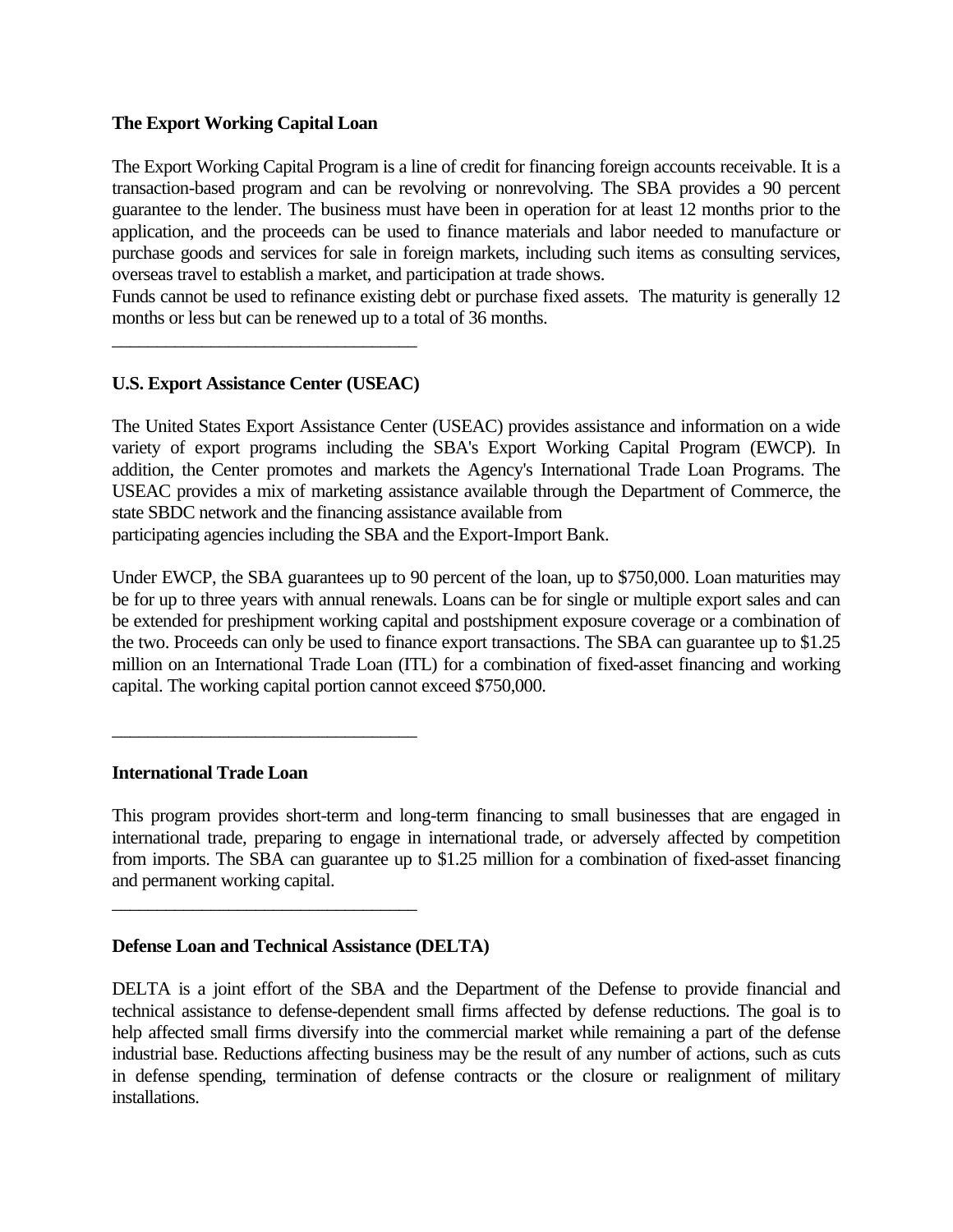**The Export Working Capital Loan**

The Export Working Capital Program is a line of credit for financing foreign accounts receivable. It is a transaction-based program and can be revolving or nonrevolving. The SBA provides a 90 percent guarantee to the lender. The business must have been in operation for at least 12 months prior to the application, and the proceeds can be used to finance materials and labor needed to manufacture or purchase goods and services for sale in foreign markets, including such items as consulting services, overseas travel to establish a market, and participation at trade shows.
Funds cannot be used to refinance existing debt or purchase fixed assets. The maturity is generally 12 months or less but can be renewed up to a total of 36 months.

---

**U.S. Export Assistance Center (USEAC)**

The United States Export Assistance Center (USEAC) provides assistance and information on a wide variety of export programs including the SBA's Export Working Capital Program (EWCP). In addition, the Center promotes and markets the Agency's International Trade Loan Programs. The USEAC provides a mix of marketing assistance available through the Department of Commerce, the state SBDC network and the financing assistance available from
participating agencies including the SBA and the Export-Import Bank.

Under EWCP, the SBA guarantees up to 90 percent of the loan, up to $750,000. Loan maturities may be for up to three years with annual renewals. Loans can be for single or multiple export sales and can be extended for preshipment working capital and postshipment exposure coverage or a combination of the two. Proceeds can only be used to finance export transactions. The SBA can guarantee up to $1.25 million on an International Trade Loan (ITL) for a combination of fixed-asset financing and working capital. The working capital portion cannot exceed $750,000.

---

**International Trade Loan**

This program provides short-term and long-term financing to small businesses that are engaged in international trade, preparing to engage in international trade, or adversely affected by competition from imports. The SBA can guarantee up to $1.25 million for a combination of fixed-asset financing and permanent working capital.

---

**Defense Loan and Technical Assistance (DELTA)**

DELTA is a joint effort of the SBA and the Department of the Defense to provide financial and technical assistance to defense-dependent small firms affected by defense reductions. The goal is to help affected small firms diversify into the commercial market while remaining a part of the defense industrial base. Reductions affecting business may be the result of any number of actions, such as cuts in defense spending, termination of defense contracts or the closure or realignment of military installations.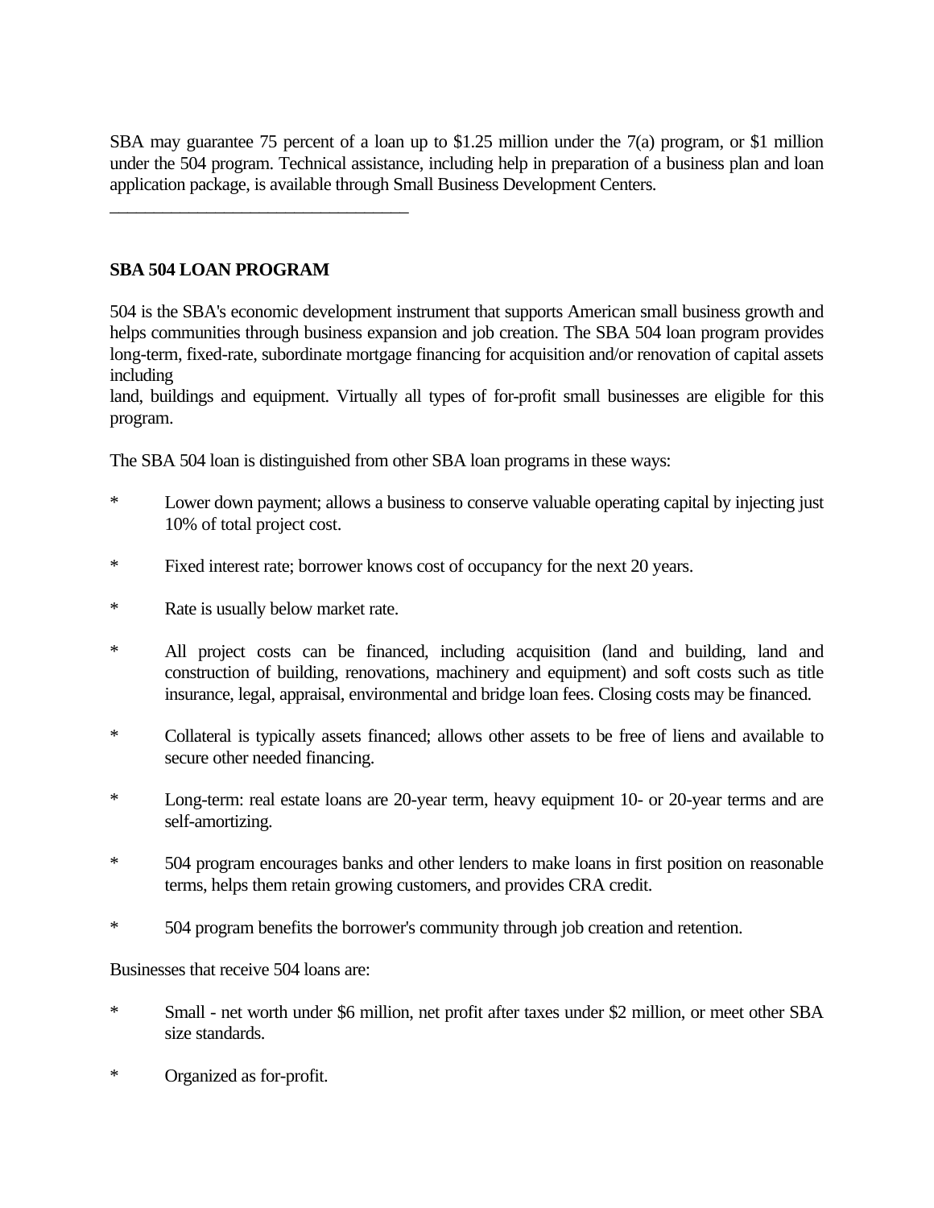SBA may guarantee 75 percent of a loan up to $1.25 million under the 7(a) program, or $1 million under the 504 program. Technical assistance, including help in preparation of a business plan and loan application package, is available through Small Business Development Centers.

___

**SBA 504 LOAN PROGRAM**

504 is the SBA's economic development instrument that supports American small business growth and helps communities through business expansion and job creation. The SBA 504 loan program provides long-term, fixed-rate, subordinate mortgage financing for acquisition and/or renovation of capital assets including land, buildings and equipment. Virtually all types of for-profit small businesses are eligible for this program.

The SBA 504 loan is distinguished from other SBA loan programs in these ways:

* Lower down payment; allows a business to conserve valuable operating capital by injecting just 10% of total project cost.
* Fixed interest rate; borrower knows cost of occupancy for the next 20 years.
* Rate is usually below market rate.
* All project costs can be financed, including acquisition (land and building, land and construction of building, renovations, machinery and equipment) and soft costs such as title insurance, legal, appraisal, environmental and bridge loan fees. Closing costs may be financed.
* Collateral is typically assets financed; allows other assets to be free of liens and available to secure other needed financing.
* Long-term: real estate loans are 20-year term, heavy equipment 10- or 20-year terms and are self-amortizing.
* 504 program encourages banks and other lenders to make loans in first position on reasonable terms, helps them retain growing customers, and provides CRA credit.
* 504 program benefits the borrower's community through job creation and retention.

Businesses that receive 504 loans are:

* Small - net worth under $6 million, net profit after taxes under $2 million, or meet other SBA size standards.
* Organized as for-profit.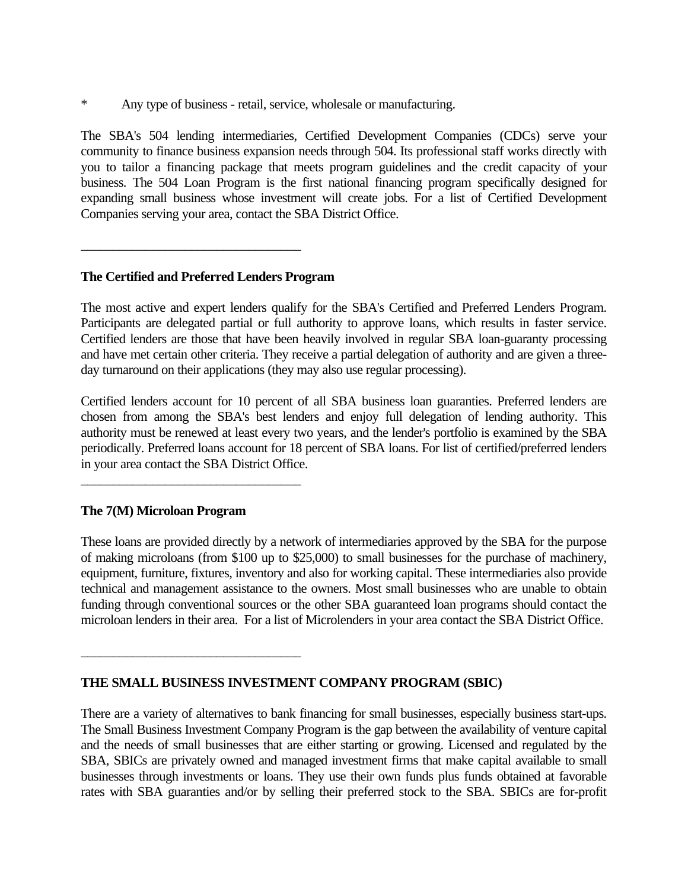*	Any type of business - retail, service, wholesale or manufacturing.

The SBA's 504 lending intermediaries, Certified Development Companies (CDCs) serve your community to finance business expansion needs through 504. Its professional staff works directly with you to tailor a financing package that meets program guidelines and the credit capacity of your business. The 504 Loan Program is the first national financing program specifically designed for expanding small business whose investment will create jobs. For a list of Certified Development Companies serving your area, contact the SBA District Office.

---

**The Certified and Preferred Lenders Program**

The most active and expert lenders qualify for the SBA's Certified and Preferred Lenders Program. Participants are delegated partial or full authority to approve loans, which results in faster service. Certified lenders are those that have been heavily involved in regular SBA loan-guaranty processing and have met certain other criteria. They receive a partial delegation of authority and are given a three-day turnaround on their applications (they may also use regular processing).

Certified lenders account for 10 percent of all SBA business loan guaranties. Preferred lenders are chosen from among the SBA's best lenders and enjoy full delegation of lending authority. This authority must be renewed at least every two years, and the lender's portfolio is examined by the SBA periodically. Preferred loans account for 18 percent of SBA loans. For list of certified/preferred lenders in your area contact the SBA District Office.

---

**The 7(M) Microloan Program**

These loans are provided directly by a network of intermediaries approved by the SBA for the purpose of making microloans (from $100 up to $25,000) to small businesses for the purchase of machinery, equipment, furniture, fixtures, inventory and also for working capital. These intermediaries also provide technical and management assistance to the owners. Most small businesses who are unable to obtain funding through conventional sources or the other SBA guaranteed loan programs should contact the microloan lenders in their area. For a list of Microlenders in your area contact the SBA District Office.

---

**THE SMALL BUSINESS INVESTMENT COMPANY PROGRAM (SBIC)**

There are a variety of alternatives to bank financing for small businesses, especially business start-ups. The Small Business Investment Company Program is the gap between the availability of venture capital and the needs of small businesses that are either starting or growing. Licensed and regulated by the SBA, SBICs are privately owned and managed investment firms that make capital available to small businesses through investments or loans. They use their own funds plus funds obtained at favorable rates with SBA guaranties and/or by selling their preferred stock to the SBA. SBICs are for-profit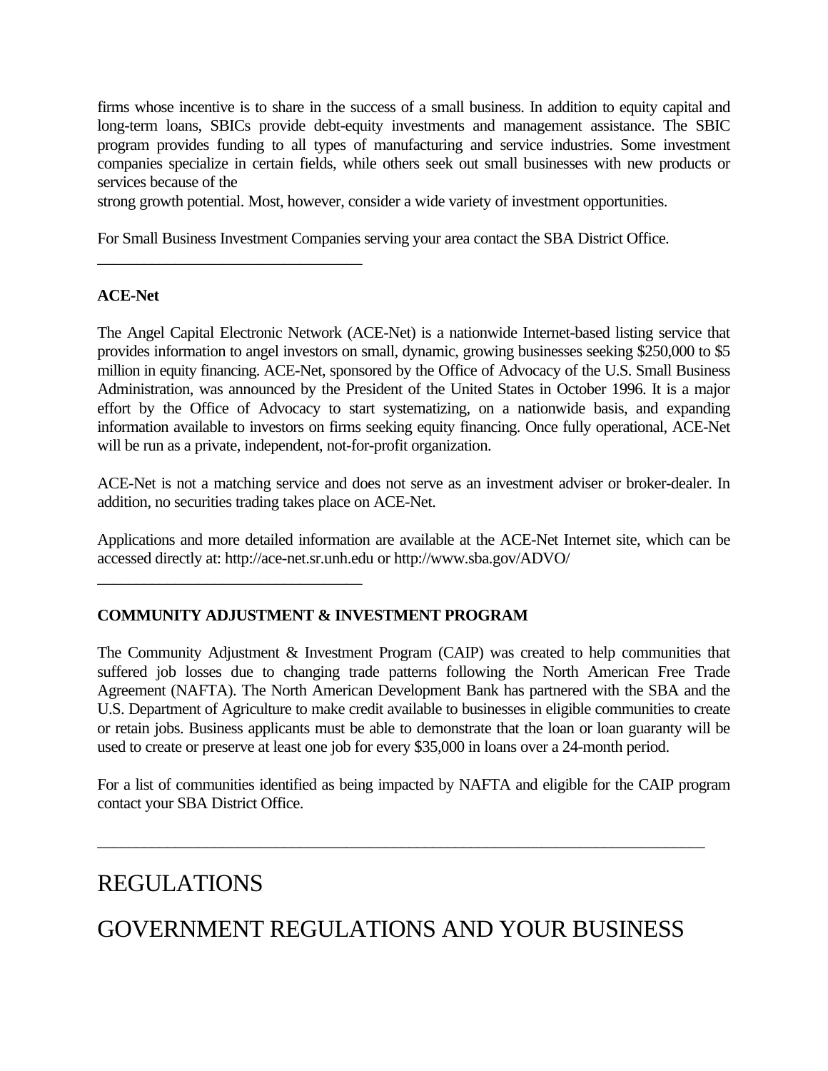firms whose incentive is to share in the success of a small business. In addition to equity capital and long-term loans, SBICs provide debt-equity investments and management assistance. The SBIC program provides funding to all types of manufacturing and service industries. Some investment companies specialize in certain fields, while others seek out small businesses with new products or services because of the
strong growth potential. Most, however, consider a wide variety of investment opportunities.

For Small Business Investment Companies serving your area contact the SBA District Office.

---

**ACE-Net**

The Angel Capital Electronic Network (ACE-Net) is a nationwide Internet-based listing service that provides information to angel investors on small, dynamic, growing businesses seeking $250,000 to $5 million in equity financing. ACE-Net, sponsored by the Office of Advocacy of the U.S. Small Business Administration, was announced by the President of the United States in October 1996. It is a major effort by the Office of Advocacy to start systematizing, on a nationwide basis, and expanding information available to investors on firms seeking equity financing. Once fully operational, ACE-Net will be run as a private, independent, not-for-profit organization.

ACE-Net is not a matching service and does not serve as an investment adviser or broker-dealer. In addition, no securities trading takes place on ACE-Net.

Applications and more detailed information are available at the ACE-Net Internet site, which can be accessed directly at: http://ace-net.sr.unh.edu or http://www.sba.gov/ADVO/

---

**COMMUNITY ADJUSTMENT & INVESTMENT PROGRAM**

The Community Adjustment & Investment Program (CAIP) was created to help communities that suffered job losses due to changing trade patterns following the North American Free Trade Agreement (NAFTA). The North American Development Bank has partnered with the SBA and the U.S. Department of Agriculture to make credit available to businesses in eligible communities to create or retain jobs. Business applicants must be able to demonstrate that the loan or loan guaranty will be used to create or preserve at least one job for every $35,000 in loans over a 24-month period.

For a list of communities identified as being impacted by NAFTA and eligible for the CAIP program contact your SBA District Office.

---

# REGULATIONS

# GOVERNMENT REGULATIONS AND YOUR BUSINESS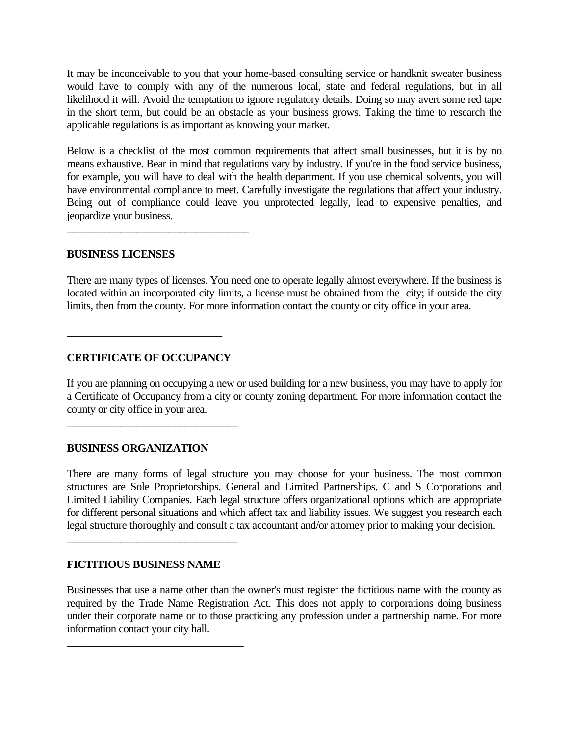It may be inconceivable to you that your home-based consulting service or handknit sweater business would have to comply with any of the numerous local, state and federal regulations, but in all likelihood it will. Avoid the temptation to ignore regulatory details. Doing so may avert some red tape in the short term, but could be an obstacle as your business grows. Taking the time to research the applicable regulations is as important as knowing your market.

Below is a checklist of the most common requirements that affect small businesses, but it is by no means exhaustive. Bear in mind that regulations vary by industry. If you're in the food service business, for example, you will have to deal with the health department. If you use chemical solvents, you will have environmental compliance to meet. Carefully investigate the regulations that affect your industry. Being out of compliance could leave you unprotected legally, lead to expensive penalties, and jeopardize your business.

---

**BUSINESS LICENSES**

There are many types of licenses. You need one to operate legally almost everywhere. If the business is located within an incorporated city limits, a license must be obtained from the city; if outside the city limits, then from the county. For more information contact the county or city office in your area.

---

**CERTIFICATE OF OCCUPANCY**

If you are planning on occupying a new or used building for a new business, you may have to apply for a Certificate of Occupancy from a city or county zoning department. For more information contact the county or city office in your area.

---

**BUSINESS ORGANIZATION**

There are many forms of legal structure you may choose for your business. The most common structures are Sole Proprietorships, General and Limited Partnerships, C and S Corporations and Limited Liability Companies. Each legal structure offers organizational options which are appropriate for different personal situations and which affect tax and liability issues. We suggest you research each legal structure thoroughly and consult a tax accountant and/or attorney prior to making your decision.

---

**FICTITIOUS BUSINESS NAME**

Businesses that use a name other than the owner's must register the fictitious name with the county as required by the Trade Name Registration Act. This does not apply to corporations doing business under their corporate name or to those practicing any profession under a partnership name. For more information contact your city hall.

---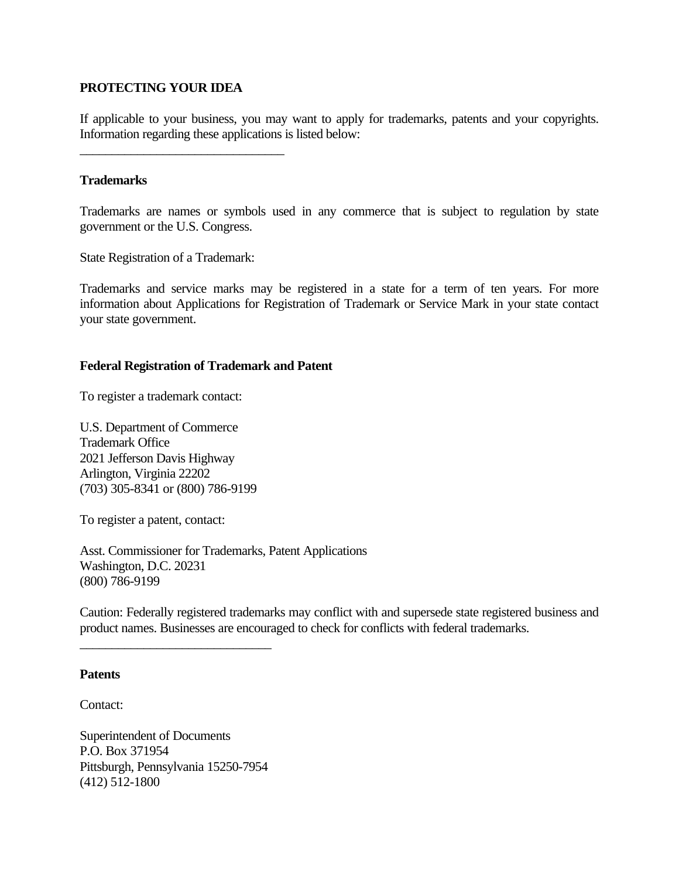**PROTECTING YOUR IDEA**

If applicable to your business, you may want to apply for trademarks, patents and your copyrights. Information regarding these applications is listed below:

---

**Trademarks**

Trademarks are names or symbols used in any commerce that is subject to regulation by state government or the U.S. Congress.

State Registration of a Trademark:

Trademarks and service marks may be registered in a state for a term of ten years. For more information about Applications for Registration of Trademark or Service Mark in your state contact your state government.

**Federal Registration of Trademark and Patent**

To register a trademark contact:

U.S. Department of Commerce
Trademark Office
2021 Jefferson Davis Highway
Arlington, Virginia 22202
(703) 305-8341 or (800) 786-9199

To register a patent, contact:

Asst. Commissioner for Trademarks, Patent Applications
Washington, D.C. 20231
(800) 786-9199

Caution: Federally registered trademarks may conflict with and supersede state registered business and product names. Businesses are encouraged to check for conflicts with federal trademarks.

---

**Patents**

Contact:

Superintendent of Documents
P.O. Box 371954
Pittsburgh, Pennsylvania 15250-7954
(412) 512-1800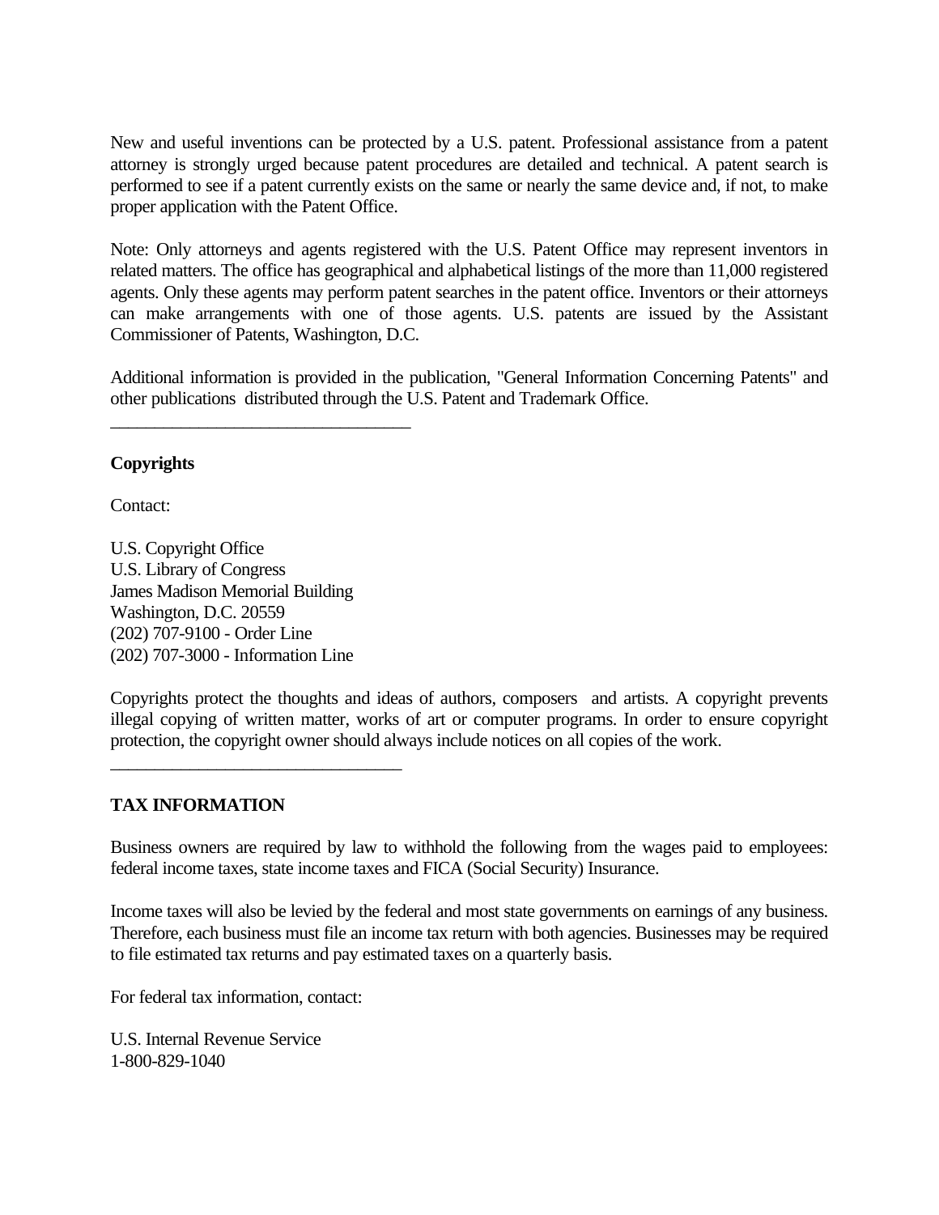New and useful inventions can be protected by a U.S. patent. Professional assistance from a patent attorney is strongly urged because patent procedures are detailed and technical. A patent search is performed to see if a patent currently exists on the same or nearly the same device and, if not, to make proper application with the Patent Office.

Note: Only attorneys and agents registered with the U.S. Patent Office may represent inventors in related matters. The office has geographical and alphabetical listings of the more than 11,000 registered agents. Only these agents may perform patent searches in the patent office. Inventors or their attorneys can make arrangements with one of those agents. U.S. patents are issued by the Assistant Commissioner of Patents, Washington, D.C.

Additional information is provided in the publication, "General Information Concerning Patents" and other publications distributed through the U.S. Patent and Trademark Office.

---

**Copyrights**

Contact:

U.S. Copyright Office
U.S. Library of Congress
James Madison Memorial Building
Washington, D.C. 20559
(202) 707-9100 - Order Line
(202) 707-3000 - Information Line

Copyrights protect the thoughts and ideas of authors, composers and artists. A copyright prevents illegal copying of written matter, works of art or computer programs. In order to ensure copyright protection, the copyright owner should always include notices on all copies of the work.

---

**TAX INFORMATION**

Business owners are required by law to withhold the following from the wages paid to employees: federal income taxes, state income taxes and FICA (Social Security) Insurance.

Income taxes will also be levied by the federal and most state governments on earnings of any business. Therefore, each business must file an income tax return with both agencies. Businesses may be required to file estimated tax returns and pay estimated taxes on a quarterly basis.

For federal tax information, contact:

U.S. Internal Revenue Service
1-800-829-1040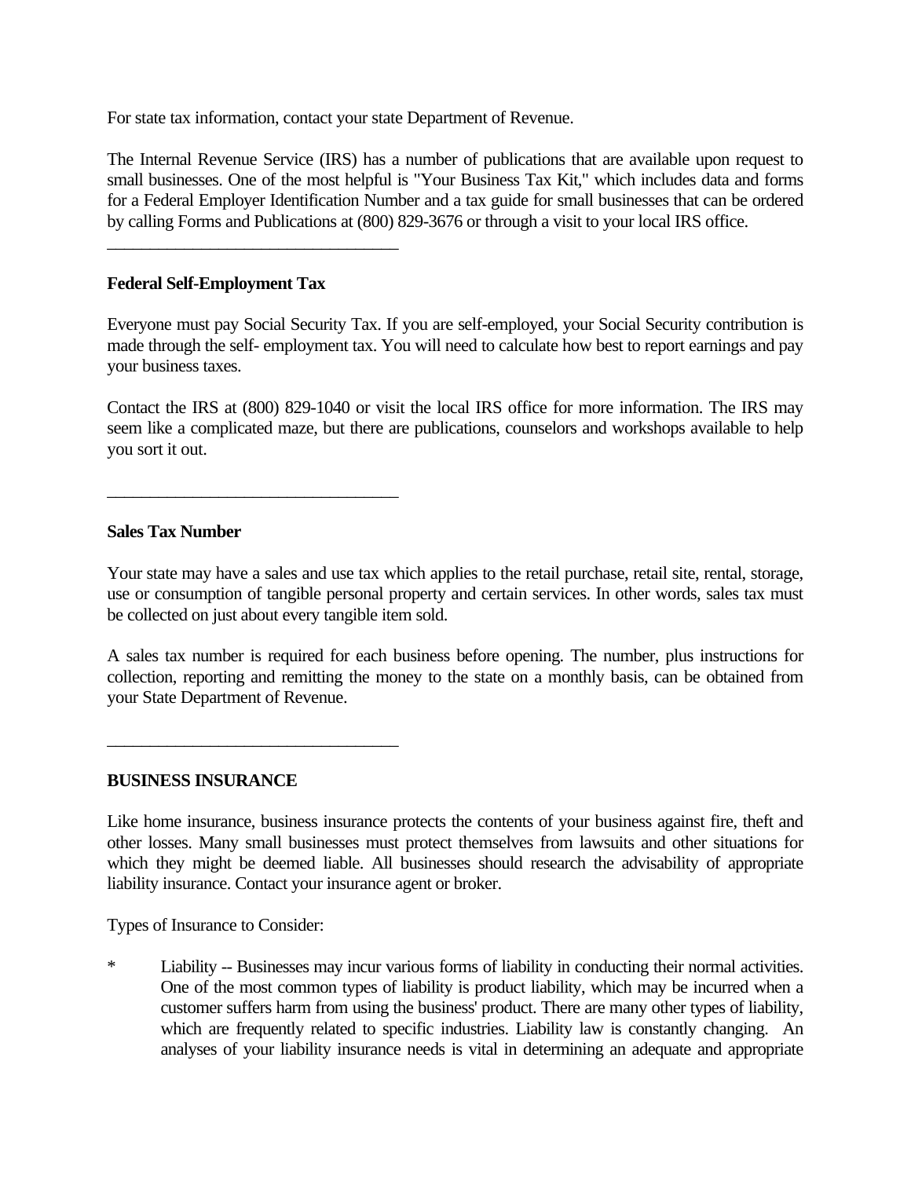For state tax information, contact your state Department of Revenue.

The Internal Revenue Service (IRS) has a number of publications that are available upon request to small businesses. One of the most helpful is "Your Business Tax Kit," which includes data and forms for a Federal Employer Identification Number and a tax guide for small businesses that can be ordered by calling Forms and Publications at (800) 829-3676 or through a visit to your local IRS office.

---

**Federal Self-Employment Tax**

Everyone must pay Social Security Tax. If you are self-employed, your Social Security contribution is made through the self- employment tax. You will need to calculate how best to report earnings and pay your business taxes.

Contact the IRS at (800) 829-1040 or visit the local IRS office for more information. The IRS may seem like a complicated maze, but there are publications, counselors and workshops available to help you sort it out.

---

**Sales Tax Number**

Your state may have a sales and use tax which applies to the retail purchase, retail site, rental, storage, use or consumption of tangible personal property and certain services. In other words, sales tax must be collected on just about every tangible item sold.

A sales tax number is required for each business before opening. The number, plus instructions for collection, reporting and remitting the money to the state on a monthly basis, can be obtained from your State Department of Revenue.

---

**BUSINESS INSURANCE**

Like home insurance, business insurance protects the contents of your business against fire, theft and other losses. Many small businesses must protect themselves from lawsuits and other situations for which they might be deemed liable. All businesses should research the advisability of appropriate liability insurance. Contact your insurance agent or broker.

Types of Insurance to Consider:

* Liability -- Businesses may incur various forms of liability in conducting their normal activities. One of the most common types of liability is product liability, which may be incurred when a customer suffers harm from using the business' product. There are many other types of liability, which are frequently related to specific industries. Liability law is constantly changing. An analyses of your liability insurance needs is vital in determining an adequate and appropriate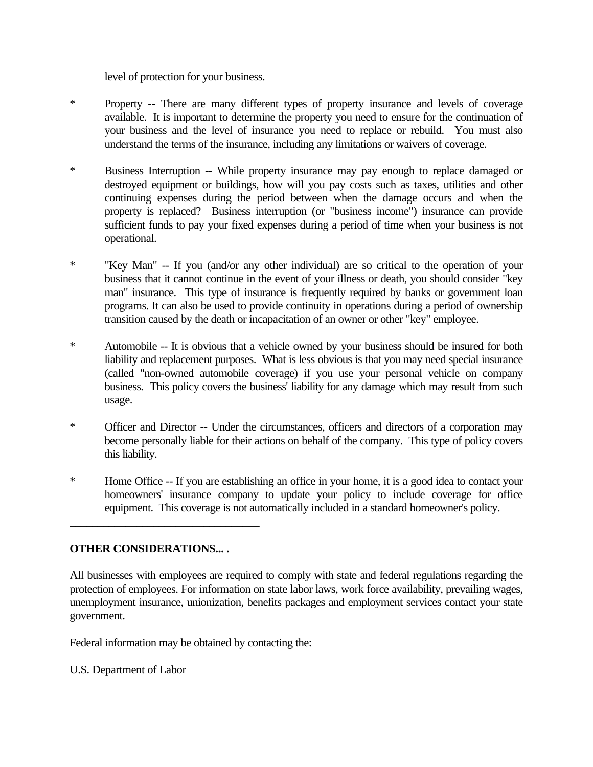level of protection for your business.

* Property -- There are many different types of property insurance and levels of coverage available. It is important to determine the property you need to ensure for the continuation of your business and the level of insurance you need to replace or rebuild. You must also understand the terms of the insurance, including any limitations or waivers of coverage.

* Business Interruption -- While property insurance may pay enough to replace damaged or destroyed equipment or buildings, how will you pay costs such as taxes, utilities and other continuing expenses during the period between when the damage occurs and when the property is replaced? Business interruption (or "business income") insurance can provide sufficient funds to pay your fixed expenses during a period of time when your business is not operational.

* "Key Man" -- If you (and/or any other individual) are so critical to the operation of your business that it cannot continue in the event of your illness or death, you should consider "key man" insurance. This type of insurance is frequently required by banks or government loan programs. It can also be used to provide continuity in operations during a period of ownership transition caused by the death or incapacitation of an owner or other "key" employee.

* Automobile -- It is obvious that a vehicle owned by your business should be insured for both liability and replacement purposes. What is less obvious is that you may need special insurance (called "non-owned automobile coverage) if you use your personal vehicle on company business. This policy covers the business' liability for any damage which may result from such usage.

* Officer and Director -- Under the circumstances, officers and directors of a corporation may become personally liable for their actions on behalf of the company. This type of policy covers this liability.

* Home Office -- If you are establishing an office in your home, it is a good idea to contact your homeowners' insurance company to update your policy to include coverage for office equipment. This coverage is not automatically included in a standard homeowner's policy.

---

**OTHER CONSIDERATIONS... .**

All businesses with employees are required to comply with state and federal regulations regarding the protection of employees. For information on state labor laws, work force availability, prevailing wages, unemployment insurance, unionization, benefits packages and employment services contact your state government.

Federal information may be obtained by contacting the:

U.S. Department of Labor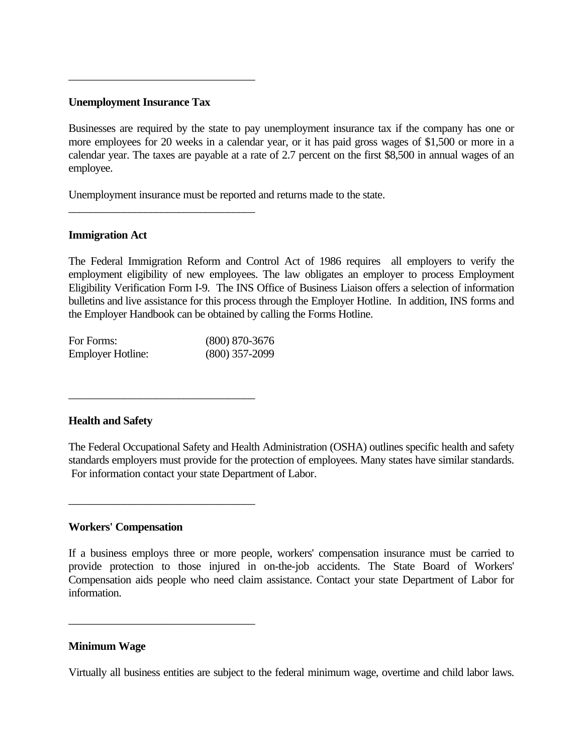---

**Unemployment Insurance Tax**

Businesses are required by the state to pay unemployment insurance tax if the company has one or more employees for 20 weeks in a calendar year, or it has paid gross wages of $1,500 or more in a calendar year. The taxes are payable at a rate of 2.7 percent on the first $8,500 in annual wages of an employee.

Unemployment insurance must be reported and returns made to the state.

---

**Immigration Act**

The Federal Immigration Reform and Control Act of 1986 requires all employers to verify the employment eligibility of new employees. The law obligates an employer to process Employment Eligibility Verification Form I-9. The INS Office of Business Liaison offers a selection of information bulletins and live assistance for this process through the Employer Hotline. In addition, INS forms and the Employer Handbook can be obtained by calling the Forms Hotline.

| | |
|---|---|
| For Forms: | (800) 870-3676 |
| Employer Hotline: | (800) 357-2099 |

---

**Health and Safety**

The Federal Occupational Safety and Health Administration (OSHA) outlines specific health and safety standards employers must provide for the protection of employees. Many states have similar standards. For information contact your state Department of Labor.

---

**Workers' Compensation**

If a business employs three or more people, workers' compensation insurance must be carried to provide protection to those injured in on-the-job accidents. The State Board of Workers' Compensation aids people who need claim assistance. Contact your state Department of Labor for information.

---

**Minimum Wage**

Virtually all business entities are subject to the federal minimum wage, overtime and child labor laws.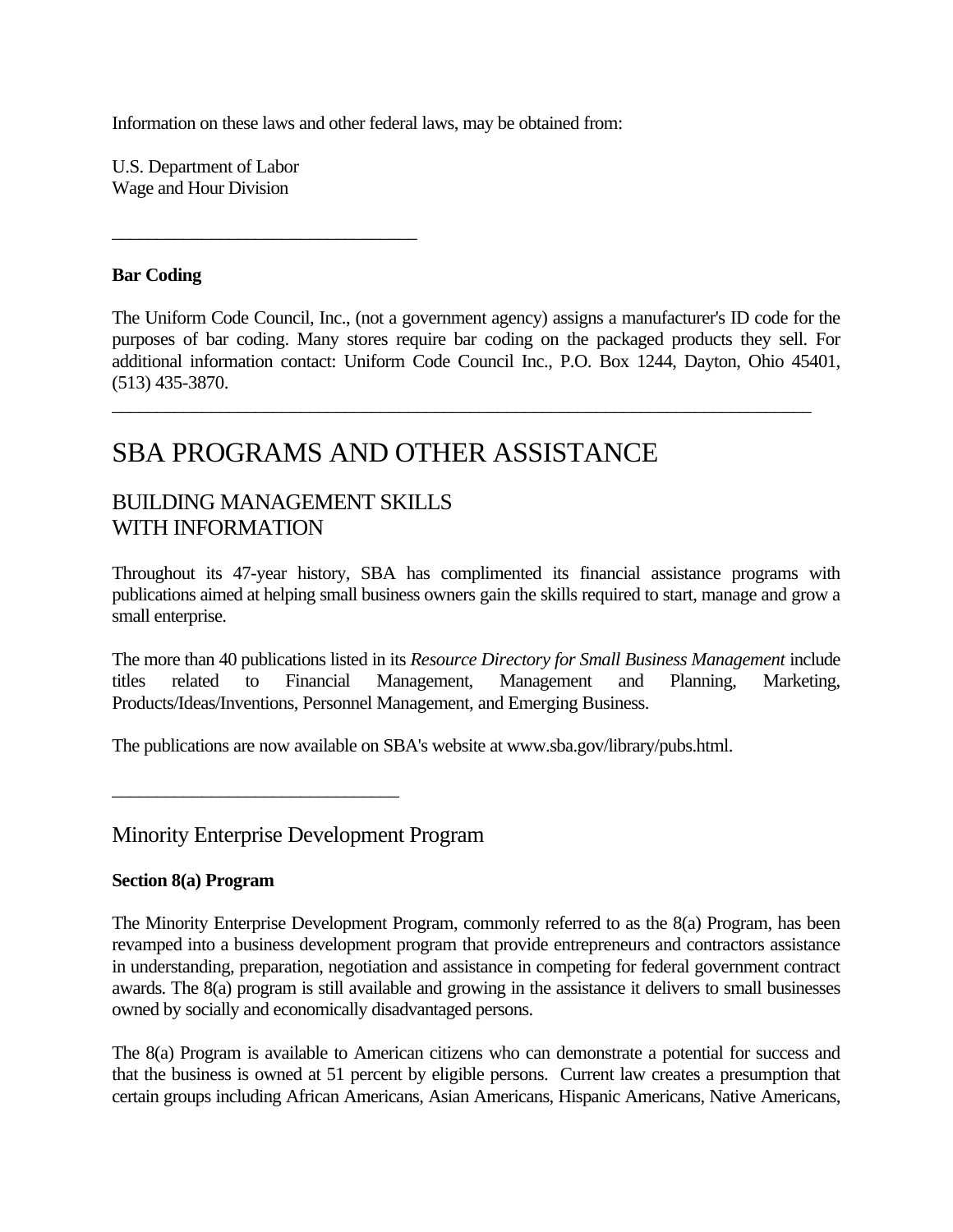Information on these laws and other federal laws, may be obtained from:

U.S. Department of Labor
Wage and Hour Division

---

**Bar Coding**

The Uniform Code Council, Inc., (not a government agency) assigns a manufacturer's ID code for the purposes of bar coding. Many stores require bar coding on the packaged products they sell. For additional information contact: Uniform Code Council Inc., P.O. Box 1244, Dayton, Ohio 45401, (513) 435-3870.

---

# SBA PROGRAMS AND OTHER ASSISTANCE

## BUILDING MANAGEMENT SKILLS WITH INFORMATION

Throughout its 47-year history, SBA has complimented its financial assistance programs with publications aimed at helping small business owners gain the skills required to start, manage and grow a small enterprise.

The more than 40 publications listed in its *Resource Directory for Small Business Management* include titles related to Financial Management, Management and Planning, Marketing, Products/Ideas/Inventions, Personnel Management, and Emerging Business.

The publications are now available on SBA's website at www.sba.gov/library/pubs.html.

---

## Minority Enterprise Development Program

**Section 8(a) Program**

The Minority Enterprise Development Program, commonly referred to as the 8(a) Program, has been revamped into a business development program that provide entrepreneurs and contractors assistance in understanding, preparation, negotiation and assistance in competing for federal government contract awards. The 8(a) program is still available and growing in the assistance it delivers to small businesses owned by socially and economically disadvantaged persons.

The 8(a) Program is available to American citizens who can demonstrate a potential for success and that the business is owned at 51 percent by eligible persons. Current law creates a presumption that certain groups including African Americans, Asian Americans, Hispanic Americans, Native Americans,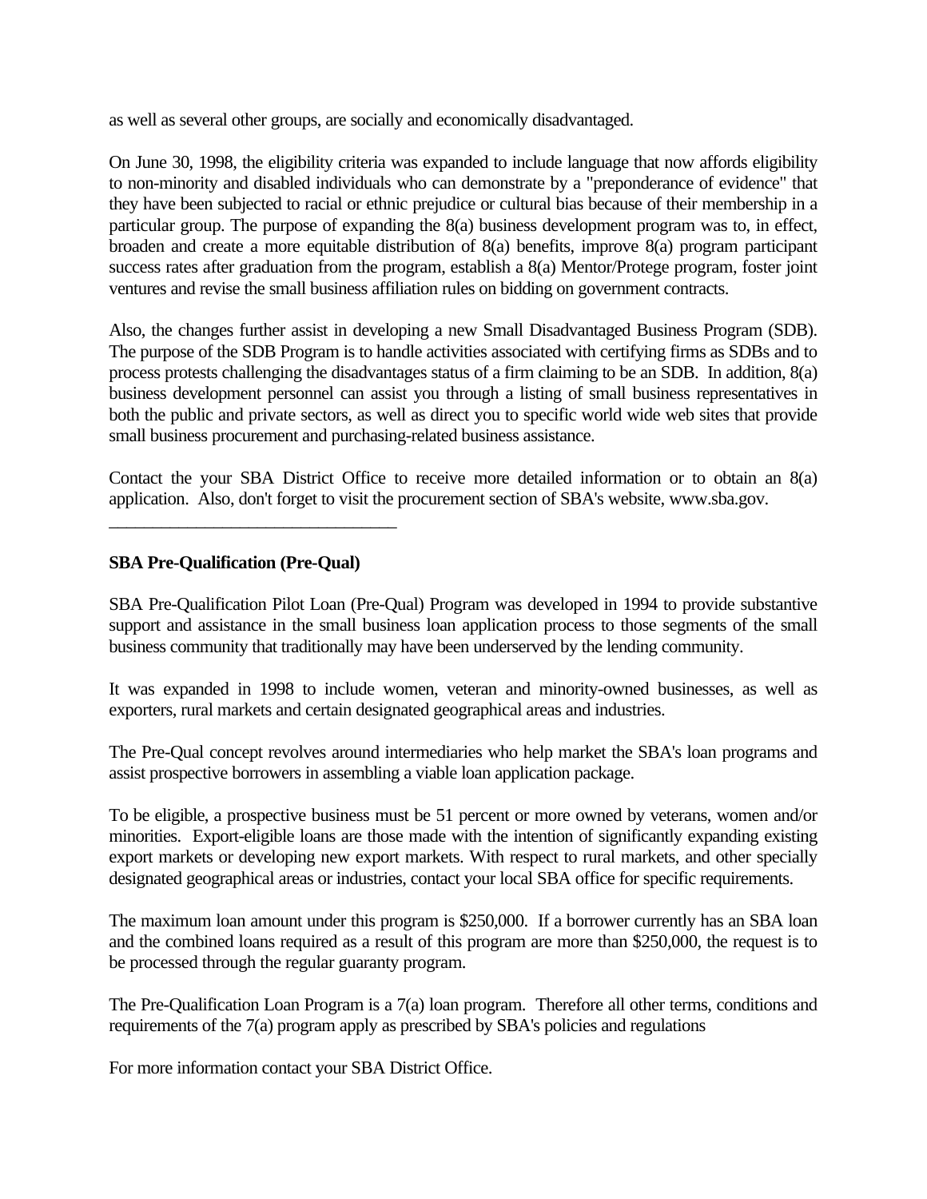as well as several other groups, are socially and economically disadvantaged.

On June 30, 1998, the eligibility criteria was expanded to include language that now affords eligibility to non-minority and disabled individuals who can demonstrate by a "preponderance of evidence" that they have been subjected to racial or ethnic prejudice or cultural bias because of their membership in a particular group. The purpose of expanding the 8(a) business development program was to, in effect, broaden and create a more equitable distribution of 8(a) benefits, improve 8(a) program participant success rates after graduation from the program, establish a 8(a) Mentor/Protege program, foster joint ventures and revise the small business affiliation rules on bidding on government contracts.

Also, the changes further assist in developing a new Small Disadvantaged Business Program (SDB). The purpose of the SDB Program is to handle activities associated with certifying firms as SDBs and to process protests challenging the disadvantages status of a firm claiming to be an SDB. In addition, 8(a) business development personnel can assist you through a listing of small business representatives in both the public and private sectors, as well as direct you to specific world wide web sites that provide small business procurement and purchasing-related business assistance.

Contact the your SBA District Office to receive more detailed information or to obtain an 8(a) application. Also, don't forget to visit the procurement section of SBA's website, www.sba.gov.

---

**SBA Pre-Qualification (Pre-Qual)**

SBA Pre-Qualification Pilot Loan (Pre-Qual) Program was developed in 1994 to provide substantive support and assistance in the small business loan application process to those segments of the small business community that traditionally may have been underserved by the lending community.

It was expanded in 1998 to include women, veteran and minority-owned businesses, as well as exporters, rural markets and certain designated geographical areas and industries.

The Pre-Qual concept revolves around intermediaries who help market the SBA's loan programs and assist prospective borrowers in assembling a viable loan application package.

To be eligible, a prospective business must be 51 percent or more owned by veterans, women and/or minorities. Export-eligible loans are those made with the intention of significantly expanding existing export markets or developing new export markets. With respect to rural markets, and other specially designated geographical areas or industries, contact your local SBA office for specific requirements.

The maximum loan amount under this program is $250,000. If a borrower currently has an SBA loan and the combined loans required as a result of this program are more than $250,000, the request is to be processed through the regular guaranty program.

The Pre-Qualification Loan Program is a 7(a) loan program. Therefore all other terms, conditions and requirements of the 7(a) program apply as prescribed by SBA's policies and regulations

For more information contact your SBA District Office.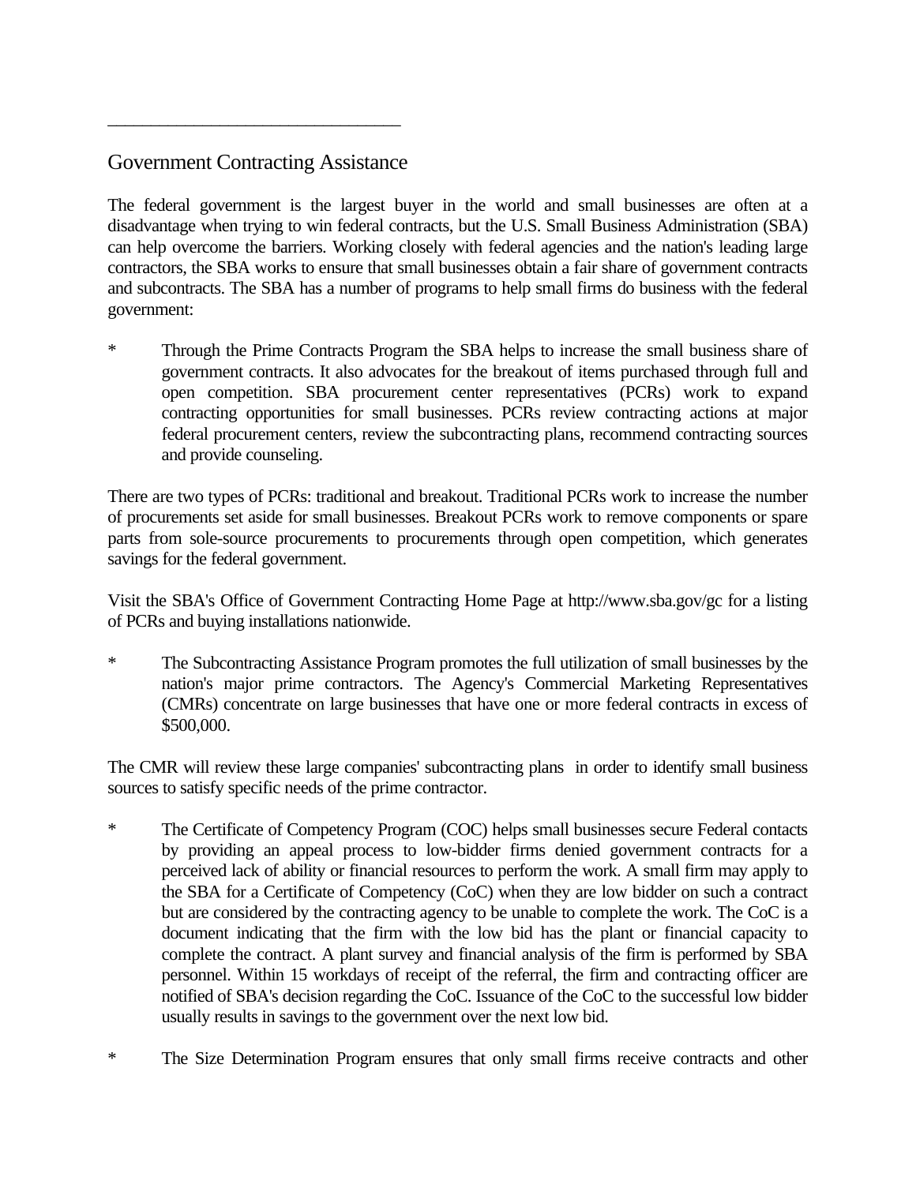## Government Contracting Assistance

The federal government is the largest buyer in the world and small businesses are often at a disadvantage when trying to win federal contracts, but the U.S. Small Business Administration (SBA) can help overcome the barriers. Working closely with federal agencies and the nation's leading large contractors, the SBA works to ensure that small businesses obtain a fair share of government contracts and subcontracts. The SBA has a number of programs to help small firms do business with the federal government:

* Through the Prime Contracts Program the SBA helps to increase the small business share of government contracts. It also advocates for the breakout of items purchased through full and open competition. SBA procurement center representatives (PCRs) work to expand contracting opportunities for small businesses. PCRs review contracting actions at major federal procurement centers, review the subcontracting plans, recommend contracting sources and provide counseling.

There are two types of PCRs: traditional and breakout. Traditional PCRs work to increase the number of procurements set aside for small businesses. Breakout PCRs work to remove components or spare parts from sole-source procurements to procurements through open competition, which generates savings for the federal government.

Visit the SBA's Office of Government Contracting Home Page at http://www.sba.gov/gc for a listing of PCRs and buying installations nationwide.

* The Subcontracting Assistance Program promotes the full utilization of small businesses by the nation's major prime contractors. The Agency's Commercial Marketing Representatives (CMRs) concentrate on large businesses that have one or more federal contracts in excess of $500,000.

The CMR will review these large companies' subcontracting plans in order to identify small business sources to satisfy specific needs of the prime contractor.

* The Certificate of Competency Program (COC) helps small businesses secure Federal contacts by providing an appeal process to low-bidder firms denied government contracts for a perceived lack of ability or financial resources to perform the work. A small firm may apply to the SBA for a Certificate of Competency (CoC) when they are low bidder on such a contract but are considered by the contracting agency to be unable to complete the work. The CoC is a document indicating that the firm with the low bid has the plant or financial capacity to complete the contract. A plant survey and financial analysis of the firm is performed by SBA personnel. Within 15 workdays of receipt of the referral, the firm and contracting officer are notified of SBA's decision regarding the CoC. Issuance of the CoC to the successful low bidder usually results in savings to the government over the next low bid.

* The Size Determination Program ensures that only small firms receive contracts and other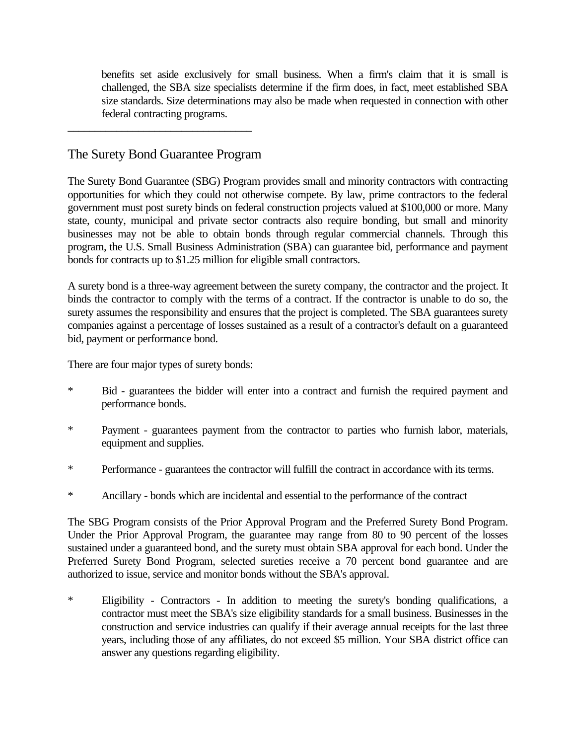benefits set aside exclusively for small business. When a firm's claim that it is small is challenged, the SBA size specialists determine if the firm does, in fact, meet established SBA size standards. Size determinations may also be made when requested in connection with other federal contracting programs.

---

## The Surety Bond Guarantee Program

The Surety Bond Guarantee (SBG) Program provides small and minority contractors with contracting opportunities for which they could not otherwise compete. By law, prime contractors to the federal government must post surety binds on federal construction projects valued at $100,000 or more. Many state, county, municipal and private sector contracts also require bonding, but small and minority businesses may not be able to obtain bonds through regular commercial channels. Through this program, the U.S. Small Business Administration (SBA) can guarantee bid, performance and payment bonds for contracts up to $1.25 million for eligible small contractors.

A surety bond is a three-way agreement between the surety company, the contractor and the project. It binds the contractor to comply with the terms of a contract. If the contractor is unable to do so, the surety assumes the responsibility and ensures that the project is completed. The SBA guarantees surety companies against a percentage of losses sustained as a result of a contractor's default on a guaranteed bid, payment or performance bond.

There are four major types of surety bonds:

* Bid - guarantees the bidder will enter into a contract and furnish the required payment and performance bonds.
* Payment - guarantees payment from the contractor to parties who furnish labor, materials, equipment and supplies.
* Performance - guarantees the contractor will fulfill the contract in accordance with its terms.
* Ancillary - bonds which are incidental and essential to the performance of the contract

The SBG Program consists of the Prior Approval Program and the Preferred Surety Bond Program. Under the Prior Approval Program, the guarantee may range from 80 to 90 percent of the losses sustained under a guaranteed bond, and the surety must obtain SBA approval for each bond. Under the Preferred Surety Bond Program, selected sureties receive a 70 percent bond guarantee and are authorized to issue, service and monitor bonds without the SBA's approval.

* Eligibility - Contractors - In addition to meeting the surety's bonding qualifications, a contractor must meet the SBA's size eligibility standards for a small business. Businesses in the construction and service industries can qualify if their average annual receipts for the last three years, including those of any affiliates, do not exceed $5 million. Your SBA district office can answer any questions regarding eligibility.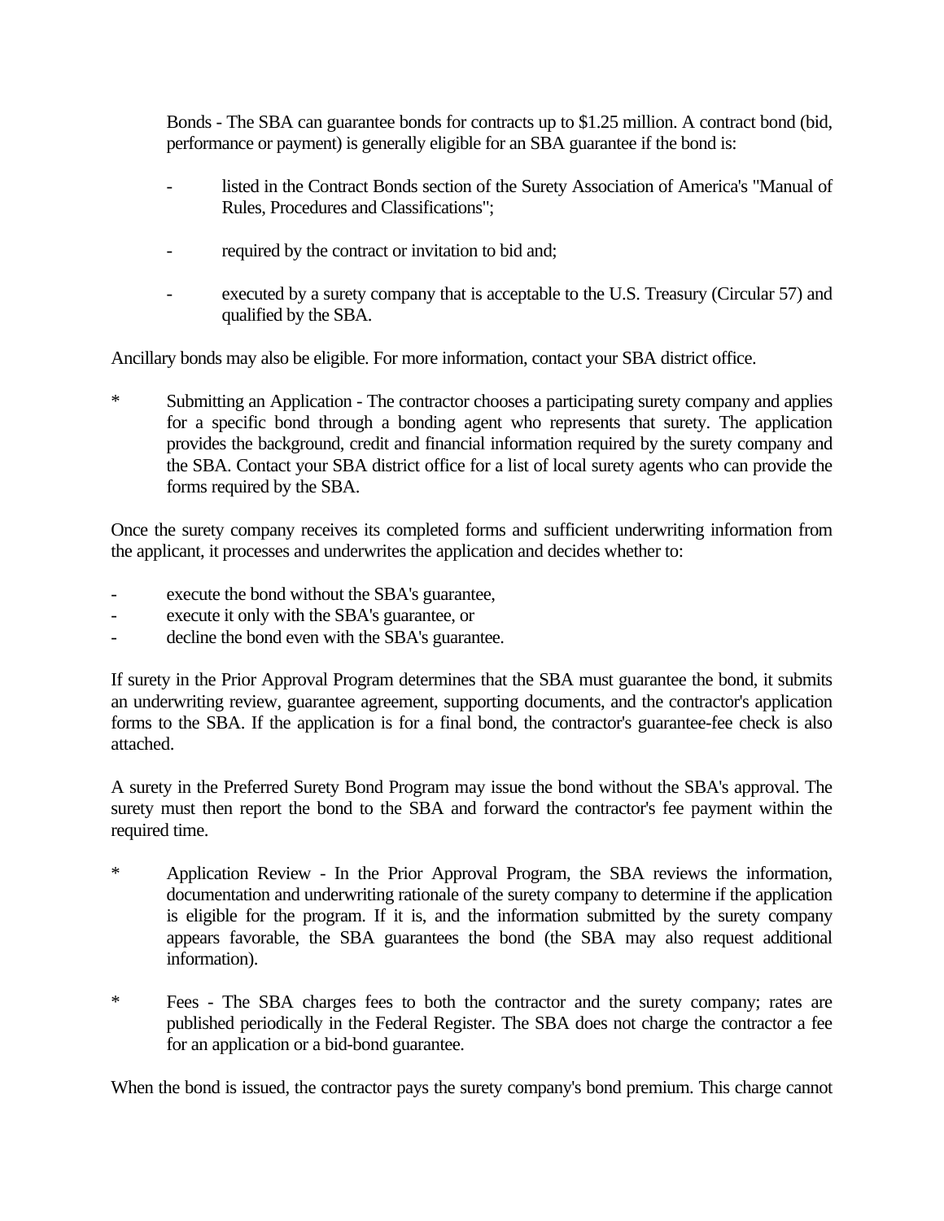Bonds - The SBA can guarantee bonds for contracts up to $1.25 million. A contract bond (bid, performance or payment) is generally eligible for an SBA guarantee if the bond is:

- listed in the Contract Bonds section of the Surety Association of America's "Manual of Rules, Procedures and Classifications";
- required by the contract or invitation to bid and;
- executed by a surety company that is acceptable to the U.S. Treasury (Circular 57) and qualified by the SBA.

Ancillary bonds may also be eligible. For more information, contact your SBA district office.

* Submitting an Application - The contractor chooses a participating surety company and applies for a specific bond through a bonding agent who represents that surety. The application provides the background, credit and financial information required by the surety company and the SBA. Contact your SBA district office for a list of local surety agents who can provide the forms required by the SBA.

Once the surety company receives its completed forms and sufficient underwriting information from the applicant, it processes and underwrites the application and decides whether to:

- execute the bond without the SBA's guarantee,
- execute it only with the SBA's guarantee, or
- decline the bond even with the SBA's guarantee.

If surety in the Prior Approval Program determines that the SBA must guarantee the bond, it submits an underwriting review, guarantee agreement, supporting documents, and the contractor's application forms to the SBA. If the application is for a final bond, the contractor's guarantee-fee check is also attached.

A surety in the Preferred Surety Bond Program may issue the bond without the SBA's approval. The surety must then report the bond to the SBA and forward the contractor's fee payment within the required time.

* Application Review - In the Prior Approval Program, the SBA reviews the information, documentation and underwriting rationale of the surety company to determine if the application is eligible for the program. If it is, and the information submitted by the surety company appears favorable, the SBA guarantees the bond (the SBA may also request additional information).

* Fees - The SBA charges fees to both the contractor and the surety company; rates are published periodically in the Federal Register. The SBA does not charge the contractor a fee for an application or a bid-bond guarantee.

When the bond is issued, the contractor pays the surety company's bond premium. This charge cannot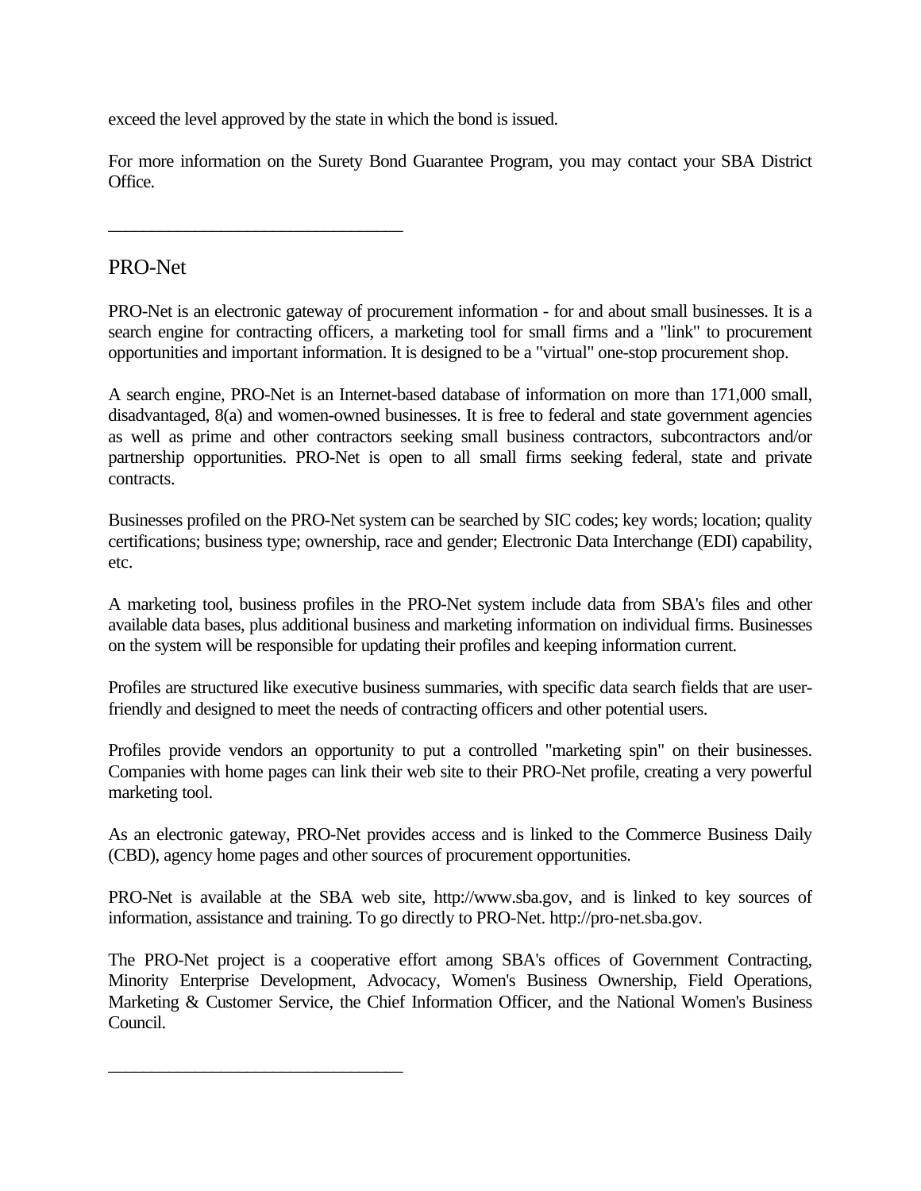exceed the level approved by the state in which the bond is issued.

For more information on the Surety Bond Guarantee Program, you may contact your SBA District Office.

---

## PRO-Net

PRO-Net is an electronic gateway of procurement information - for and about small businesses. It is a search engine for contracting officers, a marketing tool for small firms and a "link" to procurement opportunities and important information. It is designed to be a "virtual" one-stop procurement shop.

A search engine, PRO-Net is an Internet-based database of information on more than 171,000 small, disadvantaged, 8(a) and women-owned businesses. It is free to federal and state government agencies as well as prime and other contractors seeking small business contractors, subcontractors and/or partnership opportunities. PRO-Net is open to all small firms seeking federal, state and private contracts.

Businesses profiled on the PRO-Net system can be searched by SIC codes; key words; location; quality certifications; business type; ownership, race and gender; Electronic Data Interchange (EDI) capability, etc.

A marketing tool, business profiles in the PRO-Net system include data from SBA's files and other available data bases, plus additional business and marketing information on individual firms. Businesses on the system will be responsible for updating their profiles and keeping information current.

Profiles are structured like executive business summaries, with specific data search fields that are user-friendly and designed to meet the needs of contracting officers and other potential users.

Profiles provide vendors an opportunity to put a controlled "marketing spin" on their businesses. Companies with home pages can link their web site to their PRO-Net profile, creating a very powerful marketing tool.

As an electronic gateway, PRO-Net provides access and is linked to the Commerce Business Daily (CBD), agency home pages and other sources of procurement opportunities.

PRO-Net is available at the SBA web site, http://www.sba.gov, and is linked to key sources of information, assistance and training. To go directly to PRO-Net. http://pro-net.sba.gov.

The PRO-Net project is a cooperative effort among SBA's offices of Government Contracting, Minority Enterprise Development, Advocacy, Women's Business Ownership, Field Operations, Marketing & Customer Service, the Chief Information Officer, and the National Women's Business Council.

---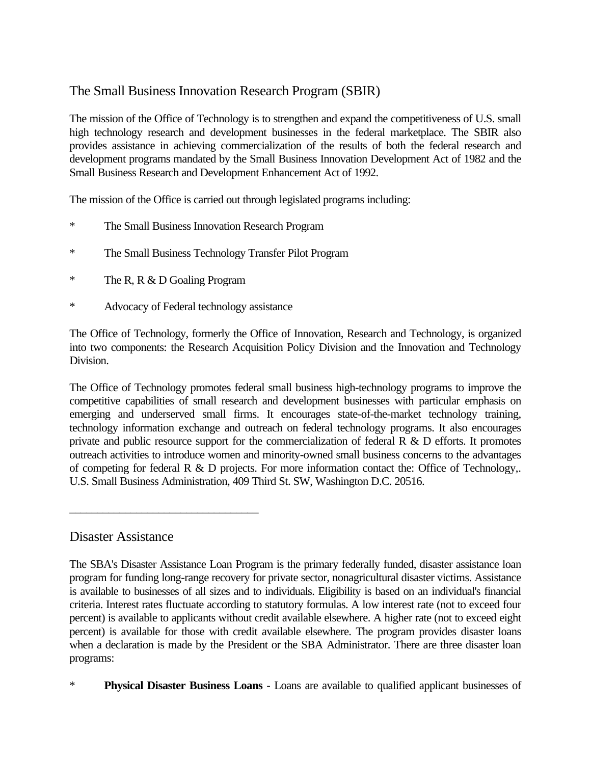## The Small Business Innovation Research Program (SBIR)

The mission of the Office of Technology is to strengthen and expand the competitiveness of U.S. small high technology research and development businesses in the federal marketplace. The SBIR also provides assistance in achieving commercialization of the results of both the federal research and development programs mandated by the Small Business Innovation Development Act of 1982 and the Small Business Research and Development Enhancement Act of 1992.

The mission of the Office is carried out through legislated programs including:

* The Small Business Innovation Research Program
* The Small Business Technology Transfer Pilot Program
* The R, R & D Goaling Program
* Advocacy of Federal technology assistance

The Office of Technology, formerly the Office of Innovation, Research and Technology, is organized into two components: the Research Acquisition Policy Division and the Innovation and Technology Division.

The Office of Technology promotes federal small business high-technology programs to improve the competitive capabilities of small research and development businesses with particular emphasis on emerging and underserved small firms. It encourages state-of-the-market technology training, technology information exchange and outreach on federal technology programs. It also encourages private and public resource support for the commercialization of federal R & D efforts. It promotes outreach activities to introduce women and minority-owned small business concerns to the advantages of competing for federal R & D projects. For more information contact the: Office of Technology,. U.S. Small Business Administration, 409 Third St. SW, Washington D.C. 20516.

---

## Disaster Assistance

The SBA's Disaster Assistance Loan Program is the primary federally funded, disaster assistance loan program for funding long-range recovery for private sector, nonagricultural disaster victims. Assistance is available to businesses of all sizes and to individuals. Eligibility is based on an individual's financial criteria. Interest rates fluctuate according to statutory formulas. A low interest rate (not to exceed four percent) is available to applicants without credit available elsewhere. A higher rate (not to exceed eight percent) is available for those with credit available elsewhere. The program provides disaster loans when a declaration is made by the President or the SBA Administrator. There are three disaster loan programs:

* **Physical Disaster Business Loans** - Loans are available to qualified applicant businesses of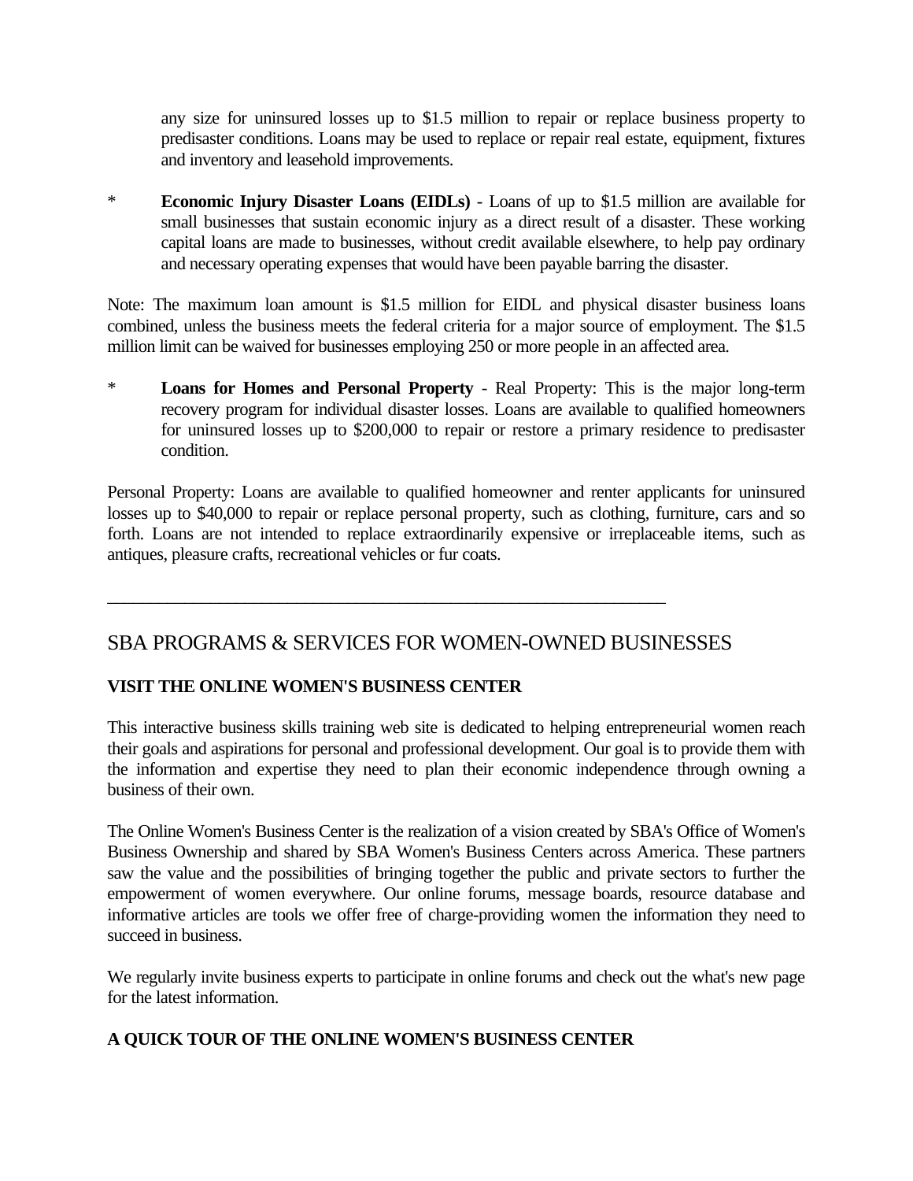any size for uninsured losses up to $1.5 million to repair or replace business property to predisaster conditions. Loans may be used to replace or repair real estate, equipment, fixtures and inventory and leasehold improvements.

* **Economic Injury Disaster Loans (EIDLs)** - Loans of up to $1.5 million are available for small businesses that sustain economic injury as a direct result of a disaster. These working capital loans are made to businesses, without credit available elsewhere, to help pay ordinary and necessary operating expenses that would have been payable barring the disaster.

Note: The maximum loan amount is $1.5 million for EIDL and physical disaster business loans combined, unless the business meets the federal criteria for a major source of employment. The $1.5 million limit can be waived for businesses employing 250 or more people in an affected area.

* **Loans for Homes and Personal Property** - Real Property: This is the major long-term recovery program for individual disaster losses. Loans are available to qualified homeowners for uninsured losses up to $200,000 to repair or restore a primary residence to predisaster condition.

Personal Property: Loans are available to qualified homeowner and renter applicants for uninsured losses up to $40,000 to repair or replace personal property, such as clothing, furniture, cars and so forth. Loans are not intended to replace extraordinarily expensive or irreplaceable items, such as antiques, pleasure crafts, recreational vehicles or fur coats.

---

## SBA PROGRAMS & SERVICES FOR WOMEN-OWNED BUSINESSES

**VISIT THE ONLINE WOMEN'S BUSINESS CENTER**

This interactive business skills training web site is dedicated to helping entrepreneurial women reach their goals and aspirations for personal and professional development. Our goal is to provide them with the information and expertise they need to plan their economic independence through owning a business of their own.

The Online Women's Business Center is the realization of a vision created by SBA's Office of Women's Business Ownership and shared by SBA Women's Business Centers across America. These partners saw the value and the possibilities of bringing together the public and private sectors to further the empowerment of women everywhere. Our online forums, message boards, resource database and informative articles are tools we offer free of charge-providing women the information they need to succeed in business.

We regularly invite business experts to participate in online forums and check out the what's new page for the latest information.

**A QUICK TOUR OF THE ONLINE WOMEN'S BUSINESS CENTER**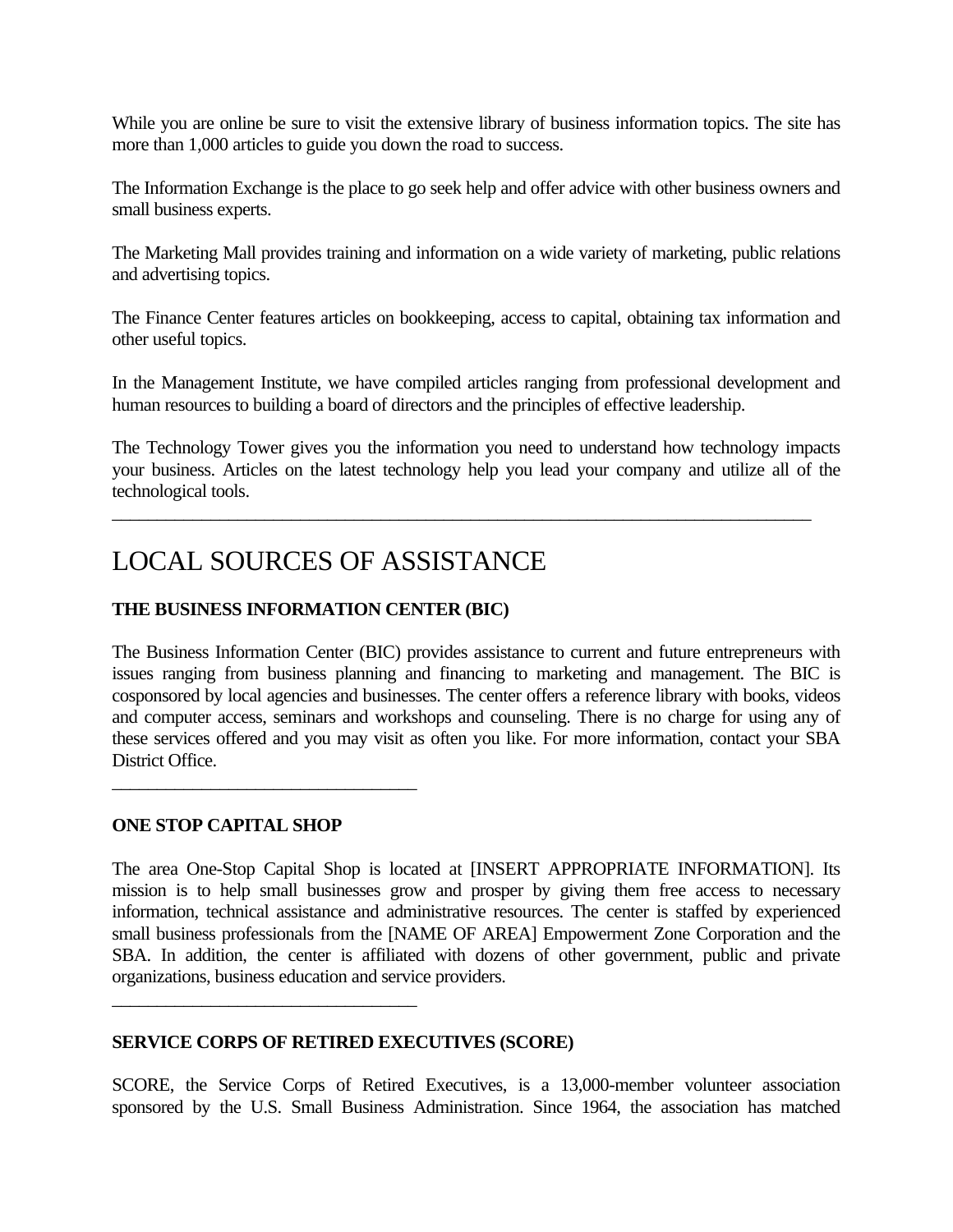While you are online be sure to visit the extensive library of business information topics. The site has more than 1,000 articles to guide you down the road to success.

The Information Exchange is the place to go seek help and offer advice with other business owners and small business experts.

The Marketing Mall provides training and information on a wide variety of marketing, public relations and advertising topics.

The Finance Center features articles on bookkeeping, access to capital, obtaining tax information and other useful topics.

In the Management Institute, we have compiled articles ranging from professional development and human resources to building a board of directors and the principles of effective leadership.

The Technology Tower gives you the information you need to understand how technology impacts your business. Articles on the latest technology help you lead your company and utilize all of the technological tools.

---

# LOCAL SOURCES OF ASSISTANCE

**THE BUSINESS INFORMATION CENTER (BIC)**

The Business Information Center (BIC) provides assistance to current and future entrepreneurs with issues ranging from business planning and financing to marketing and management. The BIC is cosponsored by local agencies and businesses. The center offers a reference library with books, videos and computer access, seminars and workshops and counseling. There is no charge for using any of these services offered and you may visit as often you like. For more information, contact your SBA District Office.

---

**ONE STOP CAPITAL SHOP**

The area One-Stop Capital Shop is located at [INSERT APPROPRIATE INFORMATION]. Its mission is to help small businesses grow and prosper by giving them free access to necessary information, technical assistance and administrative resources. The center is staffed by experienced small business professionals from the [NAME OF AREA] Empowerment Zone Corporation and the SBA. In addition, the center is affiliated with dozens of other government, public and private organizations, business education and service providers.

---

**SERVICE CORPS OF RETIRED EXECUTIVES (SCORE)**

SCORE, the Service Corps of Retired Executives, is a 13,000-member volunteer association sponsored by the U.S. Small Business Administration. Since 1964, the association has matched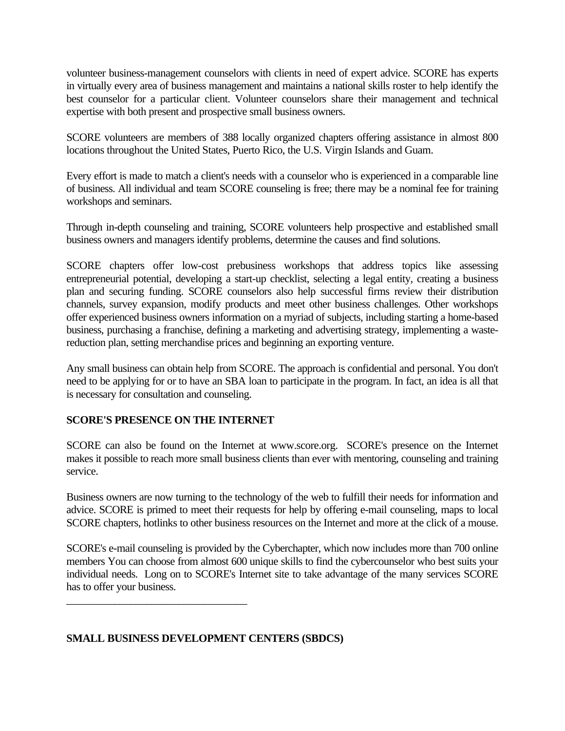volunteer business-management counselors with clients in need of expert advice. SCORE has experts in virtually every area of business management and maintains a national skills roster to help identify the best counselor for a particular client. Volunteer counselors share their management and technical expertise with both present and prospective small business owners.

SCORE volunteers are members of 388 locally organized chapters offering assistance in almost 800 locations throughout the United States, Puerto Rico, the U.S. Virgin Islands and Guam.

Every effort is made to match a client's needs with a counselor who is experienced in a comparable line of business. All individual and team SCORE counseling is free; there may be a nominal fee for training workshops and seminars.

Through in-depth counseling and training, SCORE volunteers help prospective and established small business owners and managers identify problems, determine the causes and find solutions.

SCORE chapters offer low-cost prebusiness workshops that address topics like assessing entrepreneurial potential, developing a start-up checklist, selecting a legal entity, creating a business plan and securing funding. SCORE counselors also help successful firms review their distribution channels, survey expansion, modify products and meet other business challenges. Other workshops offer experienced business owners information on a myriad of subjects, including starting a home-based business, purchasing a franchise, defining a marketing and advertising strategy, implementing a waste-reduction plan, setting merchandise prices and beginning an exporting venture.

Any small business can obtain help from SCORE. The approach is confidential and personal. You don't need to be applying for or to have an SBA loan to participate in the program. In fact, an idea is all that is necessary for consultation and counseling.

**SCORE'S PRESENCE ON THE INTERNET**

SCORE can also be found on the Internet at www.score.org. SCORE's presence on the Internet makes it possible to reach more small business clients than ever with mentoring, counseling and training service.

Business owners are now turning to the technology of the web to fulfill their needs for information and advice. SCORE is primed to meet their requests for help by offering e-mail counseling, maps to local SCORE chapters, hotlinks to other business resources on the Internet and more at the click of a mouse.

SCORE's e-mail counseling is provided by the Cyberchapter, which now includes more than 700 online members You can choose from almost 600 unique skills to find the cybercounselor who best suits your individual needs. Long on to SCORE's Internet site to take advantage of the many services SCORE has to offer your business.

---

**SMALL BUSINESS DEVELOPMENT CENTERS (SBDCS)**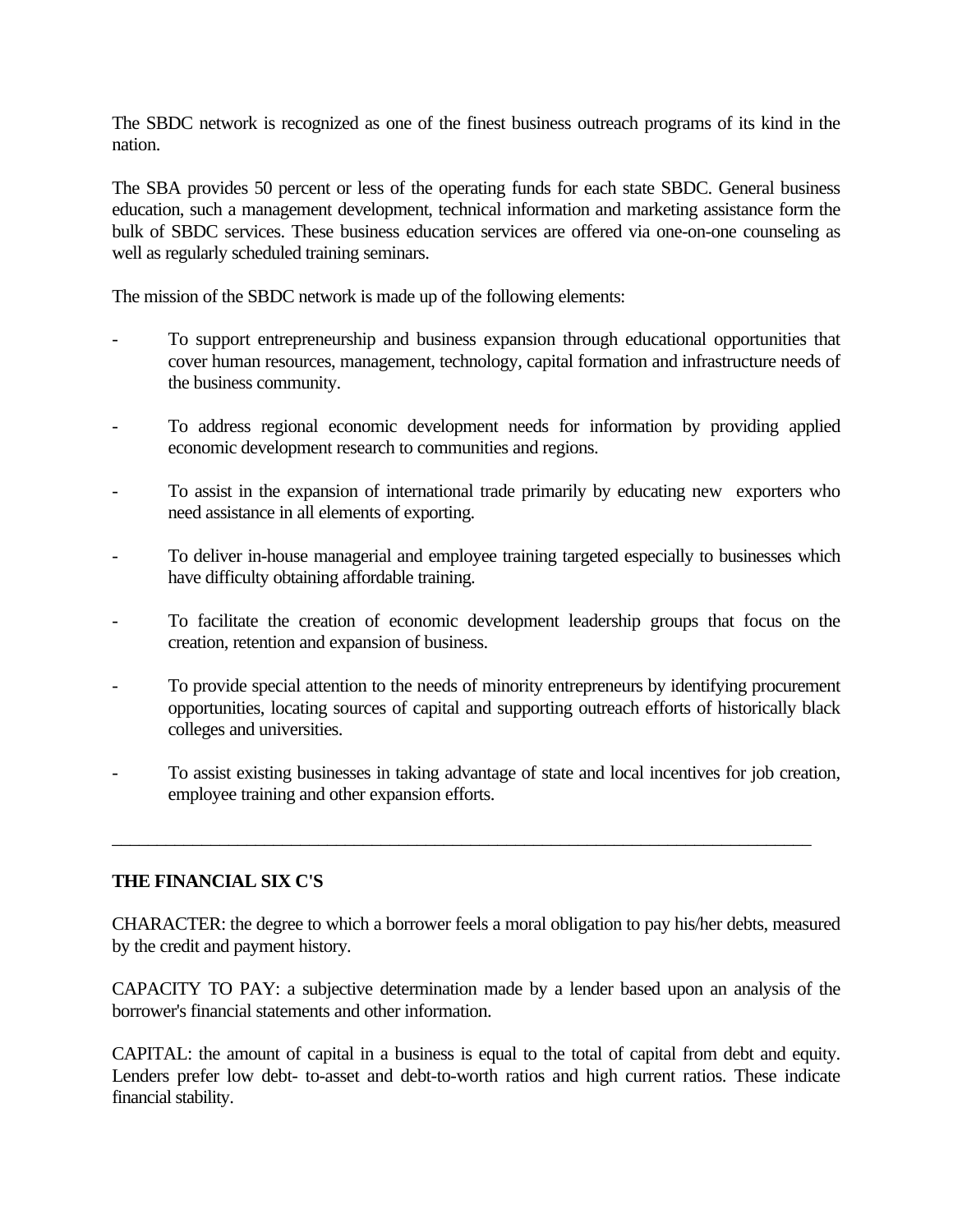The SBDC network is recognized as one of the finest business outreach programs of its kind in the nation.

The SBA provides 50 percent or less of the operating funds for each state SBDC. General business education, such a management development, technical information and marketing assistance form the bulk of SBDC services. These business education services are offered via one-on-one counseling as well as regularly scheduled training seminars.

The mission of the SBDC network is made up of the following elements:

- To support entrepreneurship and business expansion through educational opportunities that cover human resources, management, technology, capital formation and infrastructure needs of the business community.
- To address regional economic development needs for information by providing applied economic development research to communities and regions.
- To assist in the expansion of international trade primarily by educating new exporters who need assistance in all elements of exporting.
- To deliver in-house managerial and employee training targeted especially to businesses which have difficulty obtaining affordable training.
- To facilitate the creation of economic development leadership groups that focus on the creation, retention and expansion of business.
- To provide special attention to the needs of minority entrepreneurs by identifying procurement opportunities, locating sources of capital and supporting outreach efforts of historically black colleges and universities.
- To assist existing businesses in taking advantage of state and local incentives for job creation, employee training and other expansion efforts.

---

**THE FINANCIAL SIX C'S**

CHARACTER: the degree to which a borrower feels a moral obligation to pay his/her debts, measured by the credit and payment history.

CAPACITY TO PAY: a subjective determination made by a lender based upon an analysis of the borrower's financial statements and other information.

CAPITAL: the amount of capital in a business is equal to the total of capital from debt and equity. Lenders prefer low debt- to-asset and debt-to-worth ratios and high current ratios. These indicate financial stability.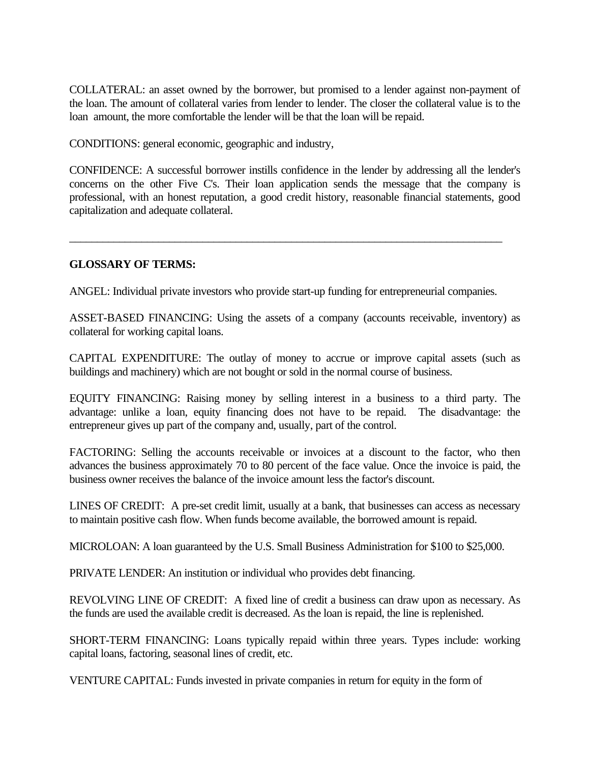COLLATERAL: an asset owned by the borrower, but promised to a lender against non-payment of the loan. The amount of collateral varies from lender to lender. The closer the collateral value is to the loan amount, the more comfortable the lender will be that the loan will be repaid.

CONDITIONS: general economic, geographic and industry,

CONFIDENCE: A successful borrower instills confidence in the lender by addressing all the lender's concerns on the other Five C's. Their loan application sends the message that the company is professional, with an honest reputation, a good credit history, reasonable financial statements, good capitalization and adequate collateral.

---

**GLOSSARY OF TERMS:**

ANGEL: Individual private investors who provide start-up funding for entrepreneurial companies.

ASSET-BASED FINANCING: Using the assets of a company (accounts receivable, inventory) as collateral for working capital loans.

CAPITAL EXPENDITURE: The outlay of money to accrue or improve capital assets (such as buildings and machinery) which are not bought or sold in the normal course of business.

EQUITY FINANCING: Raising money by selling interest in a business to a third party. The advantage: unlike a loan, equity financing does not have to be repaid. The disadvantage: the entrepreneur gives up part of the company and, usually, part of the control.

FACTORING: Selling the accounts receivable or invoices at a discount to the factor, who then advances the business approximately 70 to 80 percent of the face value. Once the invoice is paid, the business owner receives the balance of the invoice amount less the factor's discount.

LINES OF CREDIT: A pre-set credit limit, usually at a bank, that businesses can access as necessary to maintain positive cash flow. When funds become available, the borrowed amount is repaid.

MICROLOAN: A loan guaranteed by the U.S. Small Business Administration for $100 to $25,000.

PRIVATE LENDER: An institution or individual who provides debt financing.

REVOLVING LINE OF CREDIT: A fixed line of credit a business can draw upon as necessary. As the funds are used the available credit is decreased. As the loan is repaid, the line is replenished.

SHORT-TERM FINANCING: Loans typically repaid within three years. Types include: working capital loans, factoring, seasonal lines of credit, etc.

VENTURE CAPITAL: Funds invested in private companies in return for equity in the form of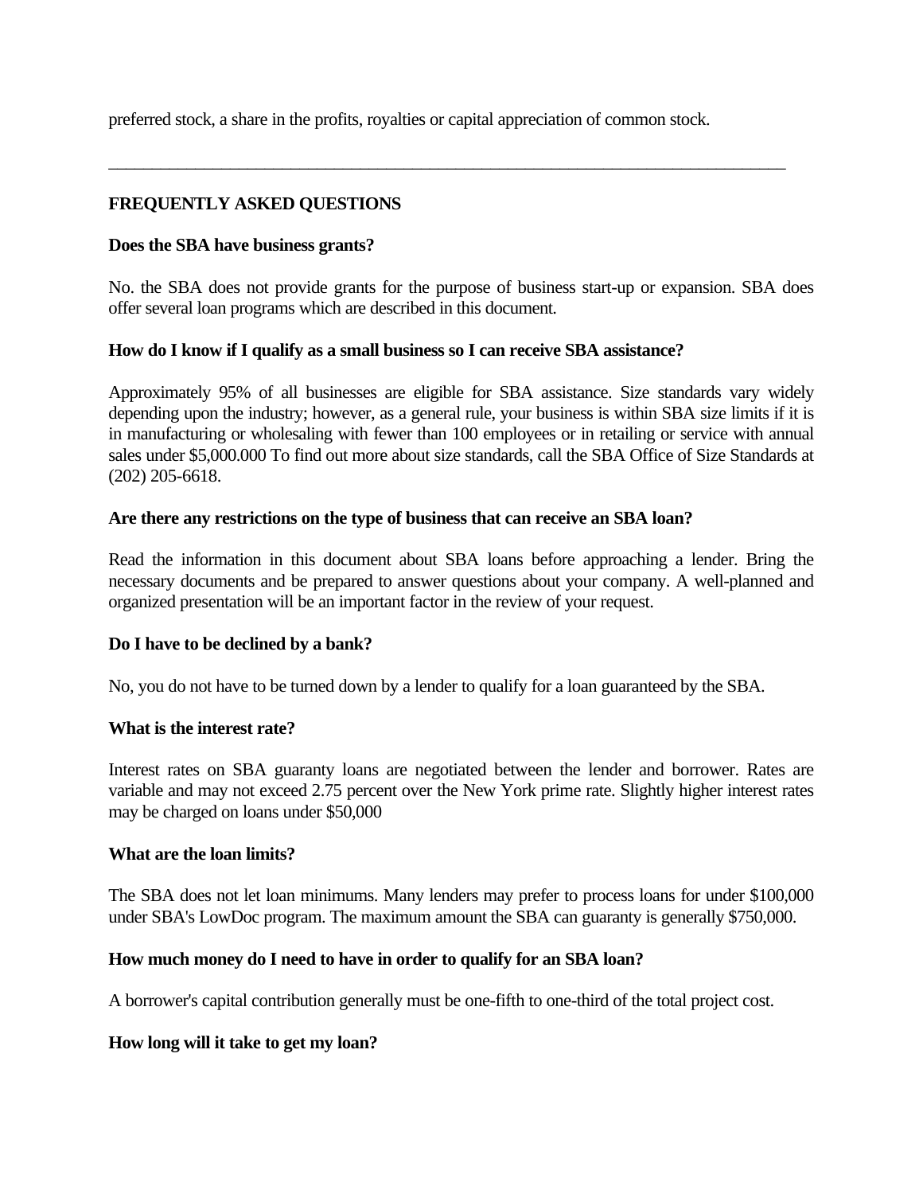preferred stock, a share in the profits, royalties or capital appreciation of common stock.

---

**FREQUENTLY ASKED QUESTIONS**

**Does the SBA have business grants?**

No. the SBA does not provide grants for the purpose of business start-up or expansion. SBA does offer several loan programs which are described in this document.

**How do I know if I qualify as a small business so I can receive SBA assistance?**

Approximately 95% of all businesses are eligible for SBA assistance. Size standards vary widely depending upon the industry; however, as a general rule, your business is within SBA size limits if it is in manufacturing or wholesaling with fewer than 100 employees or in retailing or service with annual sales under $5,000.000 To find out more about size standards, call the SBA Office of Size Standards at (202) 205-6618.

**Are there any restrictions on the type of business that can receive an SBA loan?**

Read the information in this document about SBA loans before approaching a lender. Bring the necessary documents and be prepared to answer questions about your company. A well-planned and organized presentation will be an important factor in the review of your request.

**Do I have to be declined by a bank?**

No, you do not have to be turned down by a lender to qualify for a loan guaranteed by the SBA.

**What is the interest rate?**

Interest rates on SBA guaranty loans are negotiated between the lender and borrower. Rates are variable and may not exceed 2.75 percent over the New York prime rate. Slightly higher interest rates may be charged on loans under $50,000

**What are the loan limits?**

The SBA does not let loan minimums. Many lenders may prefer to process loans for under $100,000 under SBA's LowDoc program. The maximum amount the SBA can guaranty is generally $750,000.

**How much money do I need to have in order to qualify for an SBA loan?**

A borrower's capital contribution generally must be one-fifth to one-third of the total project cost.

**How long will it take to get my loan?**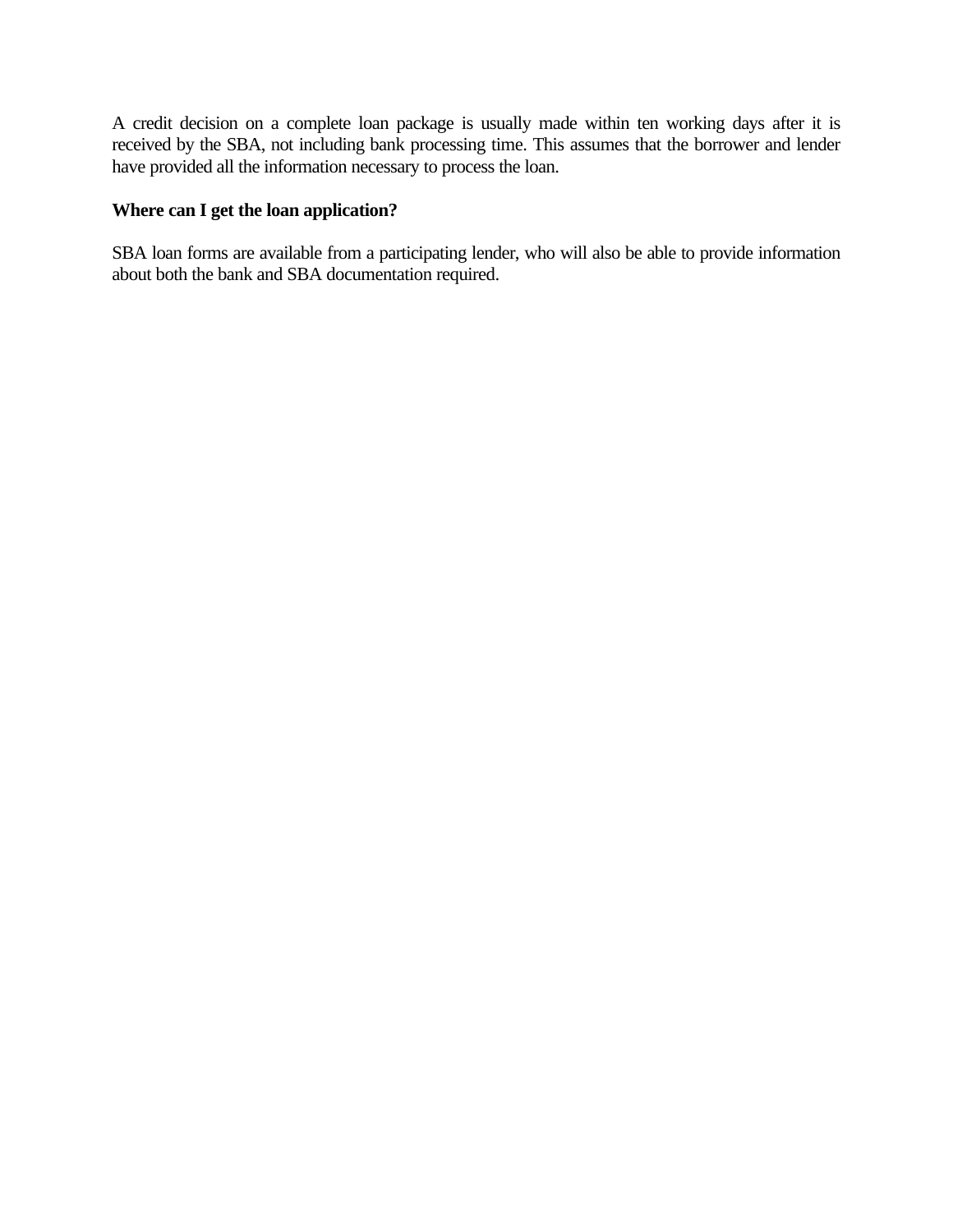A credit decision on a complete loan package is usually made within ten working days after it is received by the SBA, not including bank processing time. This assumes that the borrower and lender have provided all the information necessary to process the loan.

**Where can I get the loan application?**

SBA loan forms are available from a participating lender, who will also be able to provide information about both the bank and SBA documentation required.